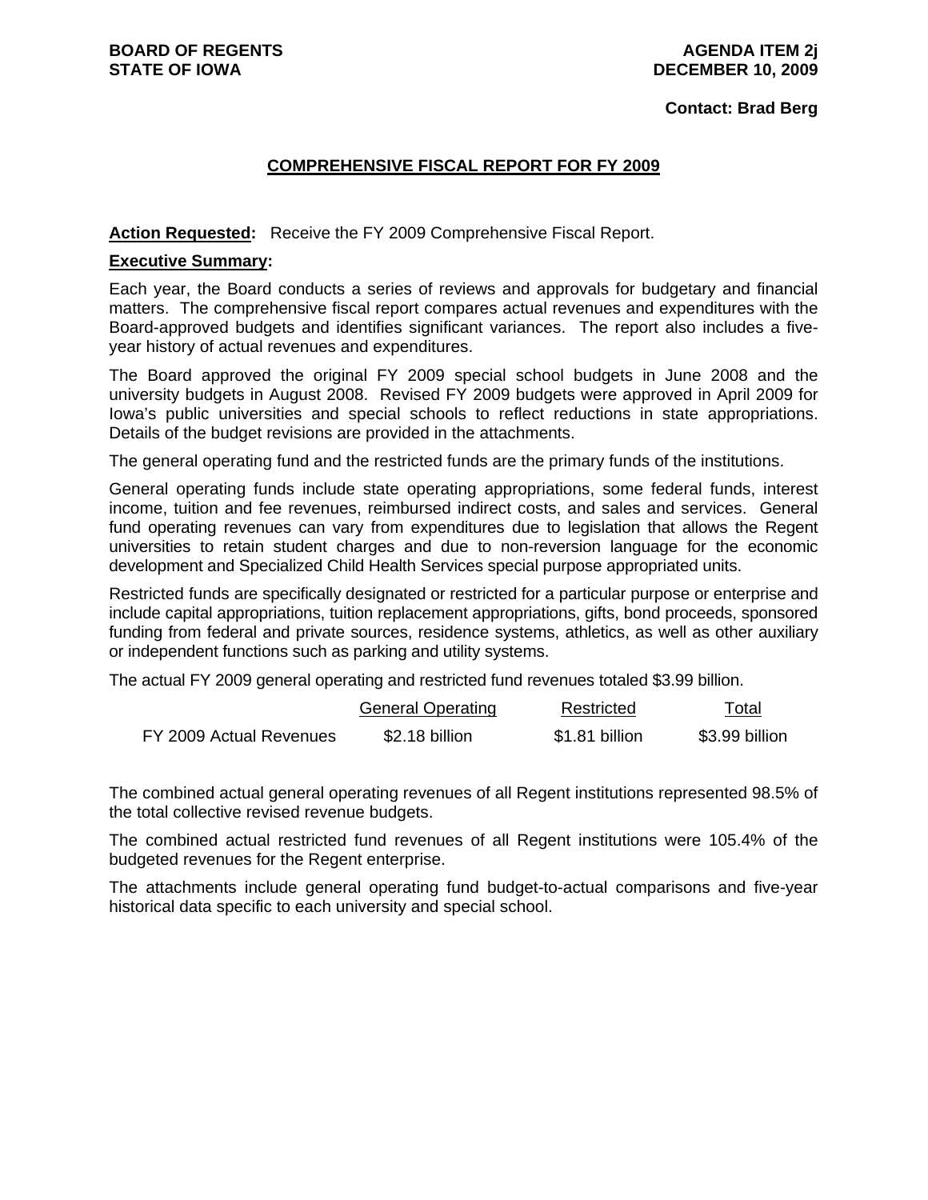**BOARD OF REGENTS**
**STATE OF IOWA**

**AGENDA ITEM 2j**
**DECEMBER 10, 2009**

**Contact: Brad Berg**

## COMPREHENSIVE FISCAL REPORT FOR FY 2009

**Action Requested:** Receive the FY 2009 Comprehensive Fiscal Report.

**Executive Summary:**

Each year, the Board conducts a series of reviews and approvals for budgetary and financial matters. The comprehensive fiscal report compares actual revenues and expenditures with the Board-approved budgets and identifies significant variances. The report also includes a five-year history of actual revenues and expenditures.

The Board approved the original FY 2009 special school budgets in June 2008 and the university budgets in August 2008. Revised FY 2009 budgets were approved in April 2009 for Iowa's public universities and special schools to reflect reductions in state appropriations. Details of the budget revisions are provided in the attachments.

The general operating fund and the restricted funds are the primary funds of the institutions.

General operating funds include state operating appropriations, some federal funds, interest income, tuition and fee revenues, reimbursed indirect costs, and sales and services. General fund operating revenues can vary from expenditures due to legislation that allows the Regent universities to retain student charges and due to non-reversion language for the economic development and Specialized Child Health Services special purpose appropriated units.

Restricted funds are specifically designated or restricted for a particular purpose or enterprise and include capital appropriations, tuition replacement appropriations, gifts, bond proceeds, sponsored funding from federal and private sources, residence systems, athletics, as well as other auxiliary or independent functions such as parking and utility systems.

The actual FY 2009 general operating and restricted fund revenues totaled $3.99 billion.

| | General Operating | Restricted | Total |
|---|---|---|---|
| FY 2009 Actual Revenues | $2.18 billion | $1.81 billion | $3.99 billion |

The combined actual general operating revenues of all Regent institutions represented 98.5% of the total collective revised revenue budgets.

The combined actual restricted fund revenues of all Regent institutions were 105.4% of the budgeted revenues for the Regent enterprise.

The attachments include general operating fund budget-to-actual comparisons and five-year historical data specific to each university and special school.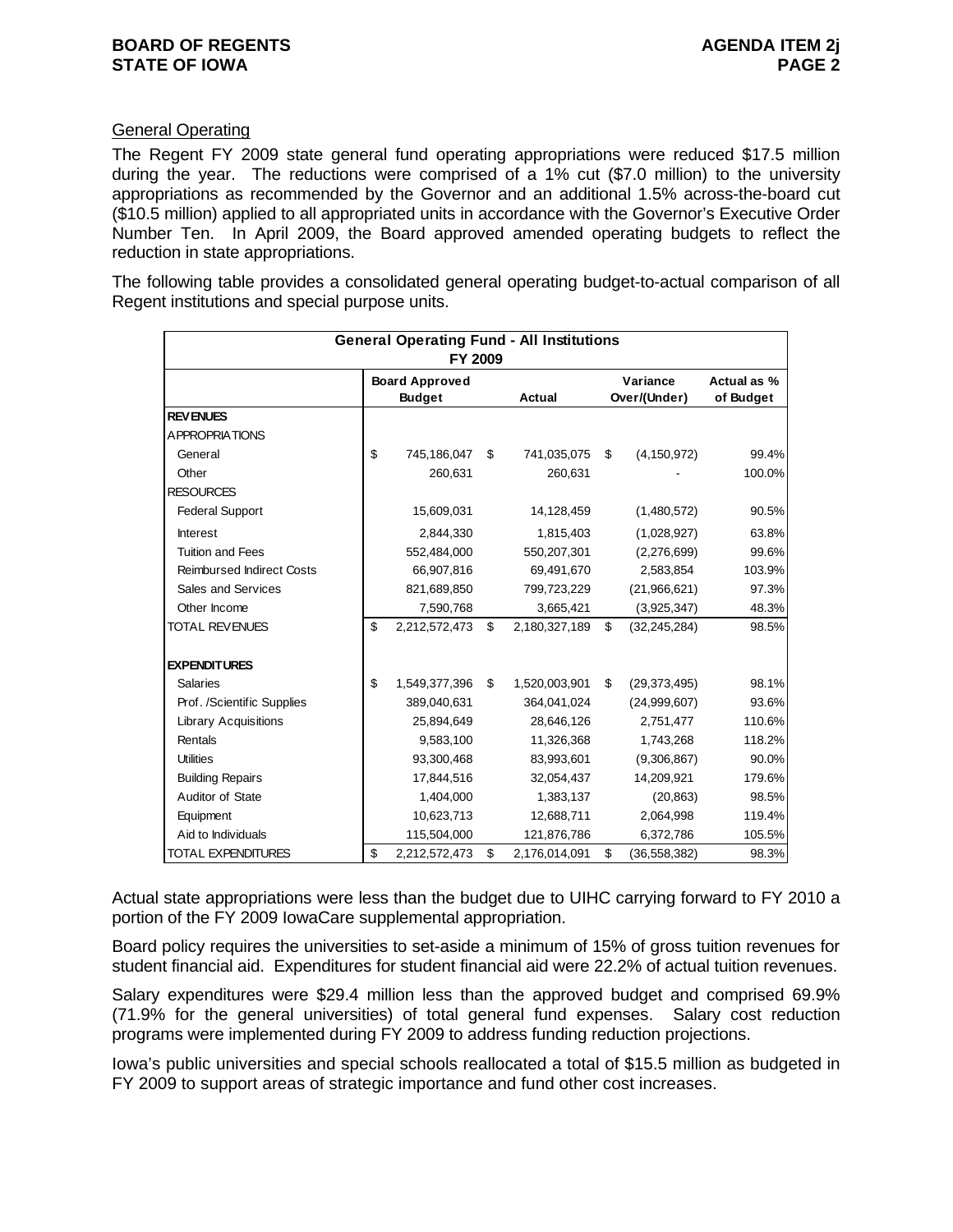General Operating

The Regent FY 2009 state general fund operating appropriations were reduced $17.5 million during the year. The reductions were comprised of a 1% cut ($7.0 million) to the university appropriations as recommended by the Governor and an additional 1.5% across-the-board cut ($10.5 million) applied to all appropriated units in accordance with the Governor's Executive Order Number Ten. In April 2009, the Board approved amended operating budgets to reflect the reduction in state appropriations.

The following table provides a consolidated general operating budget-to-actual comparison of all Regent institutions and special purpose units.

| General Operating Fund - All Institutions FY 2009 | | | | |
|---|---|---|---|---|
| | Board Approved Budget | Actual | Variance Over/(Under) | Actual as % of Budget |
| **REVENUES** | | | | |
| APPROPRIATIONS | | | | |
| General | $ 745,186,047 | $ 741,035,075 | $ (4,150,972) | 99.4% |
| Other | 260,631 | 260,631 | - | 100.0% |
| RESOURCES | | | | |
| Federal Support | 15,609,031 | 14,128,459 | (1,480,572) | 90.5% |
| Interest | 2,844,330 | 1,815,403 | (1,028,927) | 63.8% |
| Tuition and Fees | 552,484,000 | 550,207,301 | (2,276,699) | 99.6% |
| Reimbursed Indirect Costs | 66,907,816 | 69,491,670 | 2,583,854 | 103.9% |
| Sales and Services | 821,689,850 | 799,723,229 | (21,966,621) | 97.3% |
| Other Income | 7,590,768 | 3,665,421 | (3,925,347) | 48.3% |
| TOTAL REVENUES | $ 2,212,572,473 | $ 2,180,327,189 | $ (32,245,284) | 98.5% |
| **EXPENDITURES** | | | | |
| Salaries | $ 1,549,377,396 | $ 1,520,003,901 | $ (29,373,495) | 98.1% |
| Prof. /Scientific Supplies | 389,040,631 | 364,041,024 | (24,999,607) | 93.6% |
| Library Acquisitions | 25,894,649 | 28,646,126 | 2,751,477 | 110.6% |
| Rentals | 9,583,100 | 11,326,368 | 1,743,268 | 118.2% |
| Utilities | 93,300,468 | 83,993,601 | (9,306,867) | 90.0% |
| Building Repairs | 17,844,516 | 32,054,437 | 14,209,921 | 179.6% |
| Auditor of State | 1,404,000 | 1,383,137 | (20,863) | 98.5% |
| Equipment | 10,623,713 | 12,688,711 | 2,064,998 | 119.4% |
| Aid to Individuals | 115,504,000 | 121,876,786 | 6,372,786 | 105.5% |
| TOTAL EXPENDITURES | $ 2,212,572,473 | $ 2,176,014,091 | $ (36,558,382) | 98.3% |

Actual state appropriations were less than the budget due to UIHC carrying forward to FY 2010 a portion of the FY 2009 IowaCare supplemental appropriation.

Board policy requires the universities to set-aside a minimum of 15% of gross tuition revenues for student financial aid. Expenditures for student financial aid were 22.2% of actual tuition revenues.

Salary expenditures were $29.4 million less than the approved budget and comprised 69.9% (71.9% for the general universities) of total general fund expenses. Salary cost reduction programs were implemented during FY 2009 to address funding reduction projections.

Iowa's public universities and special schools reallocated a total of $15.5 million as budgeted in FY 2009 to support areas of strategic importance and fund other cost increases.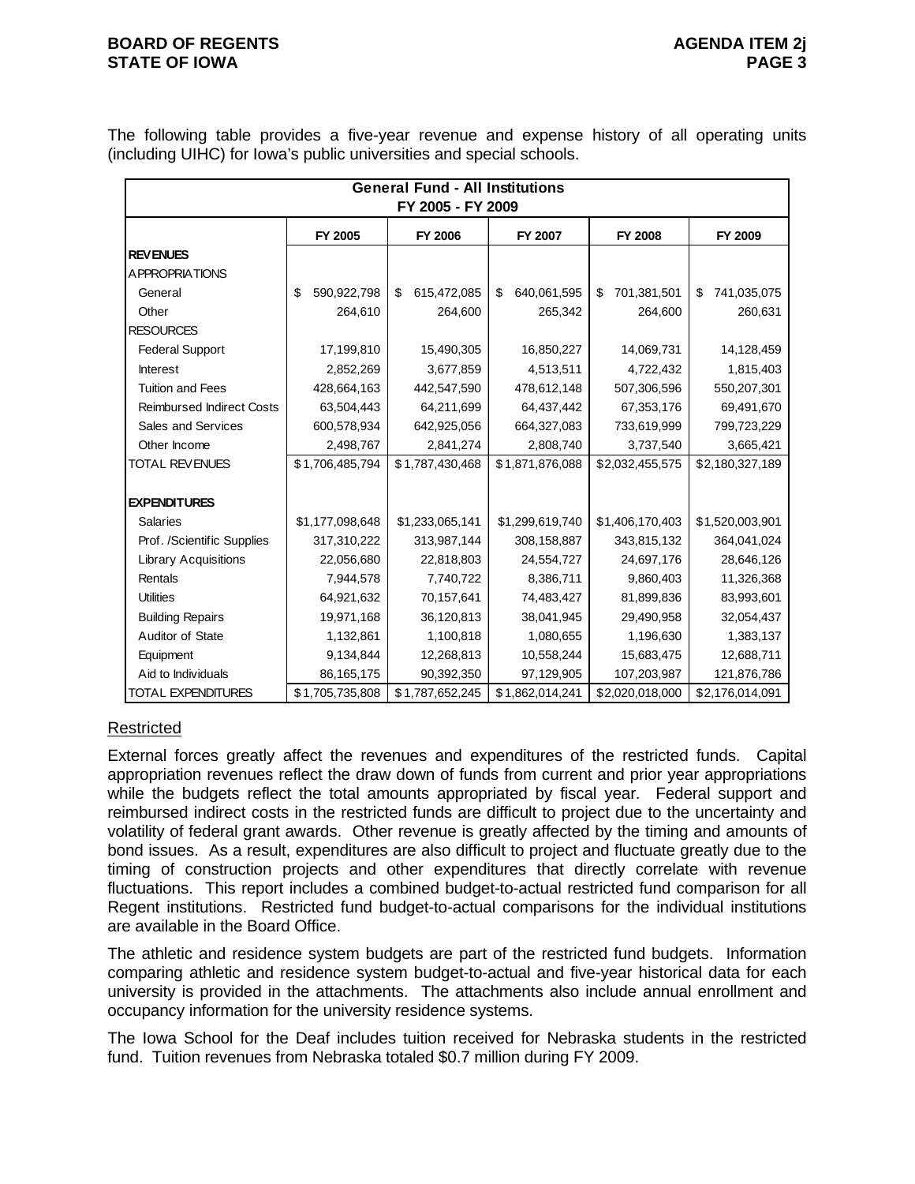The following table provides a five-year revenue and expense history of all operating units (including UIHC) for Iowa's public universities and special schools.

| General Fund - All Institutions FY 2005 - FY 2009 | | | | | |
|---|---|---|---|---|---|
| | FY 2005 | FY 2006 | FY 2007 | FY 2008 | FY 2009 |
| **REVENUES** | | | | | |
| APPROPRIATIONS | | | | | |
| General | $ 590,922,798 | $ 615,472,085 | $ 640,061,595 | $ 701,381,501 | $ 741,035,075 |
| Other | 264,610 | 264,600 | 265,342 | 264,600 | 260,631 |
| RESOURCES | | | | | |
| Federal Support | 17,199,810 | 15,490,305 | 16,850,227 | 14,069,731 | 14,128,459 |
| Interest | 2,852,269 | 3,677,859 | 4,513,511 | 4,722,432 | 1,815,403 |
| Tuition and Fees | 428,664,163 | 442,547,590 | 478,612,148 | 507,306,596 | 550,207,301 |
| Reimbursed Indirect Costs | 63,504,443 | 64,211,699 | 64,437,442 | 67,353,176 | 69,491,670 |
| Sales and Services | 600,578,934 | 642,925,056 | 664,327,083 | 733,619,999 | 799,723,229 |
| Other Income | 2,498,767 | 2,841,274 | 2,808,740 | 3,737,540 | 3,665,421 |
| TOTAL REVENUES | $1,706,485,794 | $1,787,430,468 | $1,871,876,088 | $2,032,455,575 | $2,180,327,189 |
| | | | | | |
| **EXPENDITURES** | | | | | |
| Salaries | $1,177,098,648 | $1,233,065,141 | $1,299,619,740 | $1,406,170,403 | $1,520,003,901 |
| Prof. /Scientific Supplies | 317,310,222 | 313,987,144 | 308,158,887 | 343,815,132 | 364,041,024 |
| Library Acquisitions | 22,056,680 | 22,818,803 | 24,554,727 | 24,697,176 | 28,646,126 |
| Rentals | 7,944,578 | 7,740,722 | 8,386,711 | 9,860,403 | 11,326,368 |
| Utilities | 64,921,632 | 70,157,641 | 74,483,427 | 81,899,836 | 83,993,601 |
| Building Repairs | 19,971,168 | 36,120,813 | 38,041,945 | 29,490,958 | 32,054,437 |
| Auditor of State | 1,132,861 | 1,100,818 | 1,080,655 | 1,196,630 | 1,383,137 |
| Equipment | 9,134,844 | 12,268,813 | 10,558,244 | 15,683,475 | 12,688,711 |
| Aid to Individuals | 86,165,175 | 90,392,350 | 97,129,905 | 107,203,987 | 121,876,786 |
| TOTAL EXPENDITURES | $1,705,735,808 | $1,787,652,245 | $1,862,014,241 | $2,020,018,000 | $2,176,014,091 |

Restricted

External forces greatly affect the revenues and expenditures of the restricted funds. Capital appropriation revenues reflect the draw down of funds from current and prior year appropriations while the budgets reflect the total amounts appropriated by fiscal year. Federal support and reimbursed indirect costs in the restricted funds are difficult to project due to the uncertainty and volatility of federal grant awards. Other revenue is greatly affected by the timing and amounts of bond issues. As a result, expenditures are also difficult to project and fluctuate greatly due to the timing of construction projects and other expenditures that directly correlate with revenue fluctuations. This report includes a combined budget-to-actual restricted fund comparison for all Regent institutions. Restricted fund budget-to-actual comparisons for the individual institutions are available in the Board Office.

The athletic and residence system budgets are part of the restricted fund budgets. Information comparing athletic and residence system budget-to-actual and five-year historical data for each university is provided in the attachments. The attachments also include annual enrollment and occupancy information for the university residence systems.

The Iowa School for the Deaf includes tuition received for Nebraska students in the restricted fund. Tuition revenues from Nebraska totaled $0.7 million during FY 2009.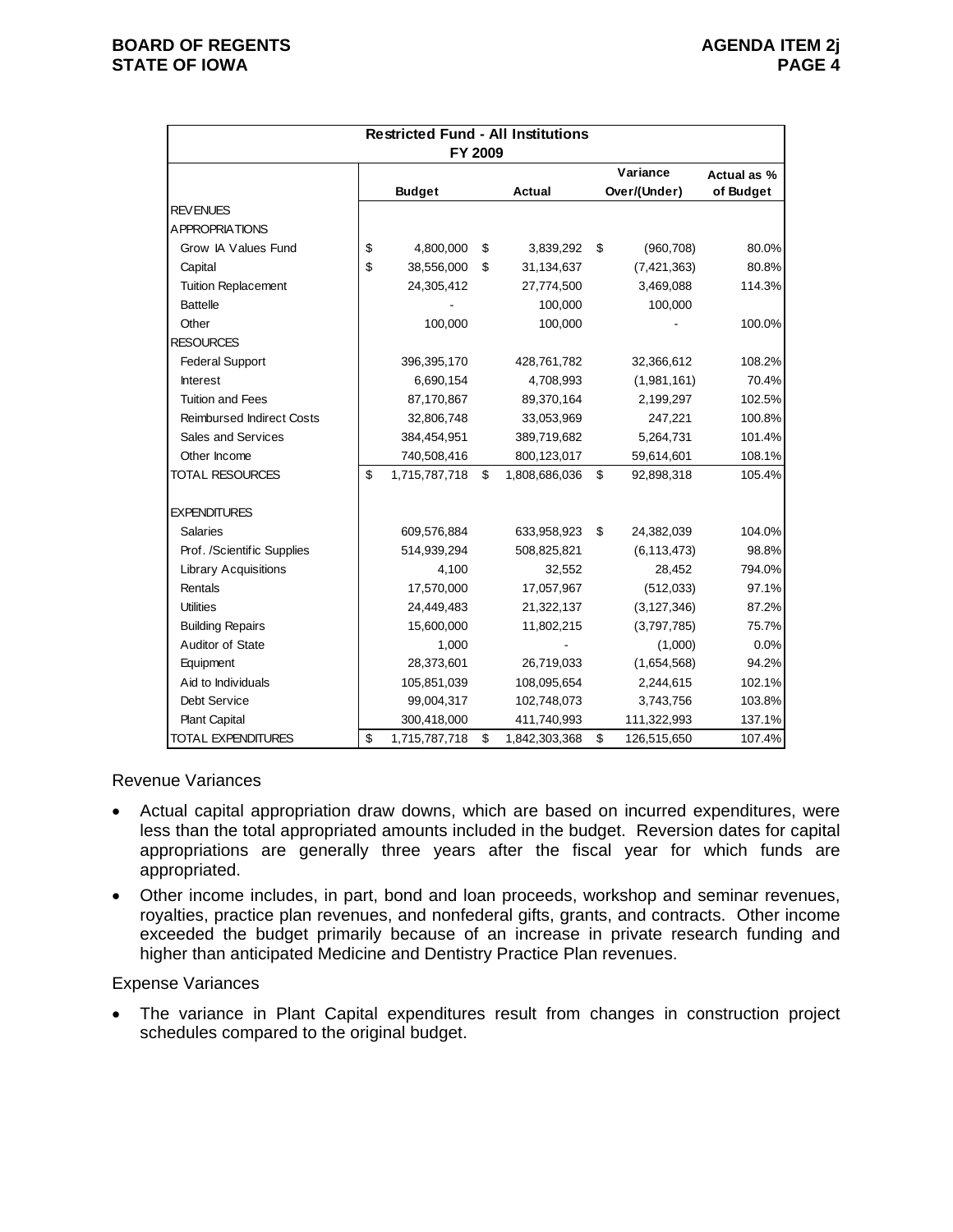| Restricted Fund - All Institutions FY 2009 | | | | |
|---|---|---|---|---|
| | Budget | Actual | Variance Over/(Under) | Actual as % of Budget |
| REVENUES | | | | |
| APPROPRIATIONS | | | | |
| Grow IA Values Fund | $ 4,800,000 | $ 3,839,292 | $ (960,708) | 80.0% |
| Capital | $ 38,556,000 | $ 31,134,637 | (7,421,363) | 80.8% |
| Tuition Replacement | 24,305,412 | 27,774,500 | 3,469,088 | 114.3% |
| Battelle | - | 100,000 | 100,000 | |
| Other | 100,000 | 100,000 | - | 100.0% |
| RESOURCES | | | | |
| Federal Support | 396,395,170 | 428,761,782 | 32,366,612 | 108.2% |
| Interest | 6,690,154 | 4,708,993 | (1,981,161) | 70.4% |
| Tuition and Fees | 87,170,867 | 89,370,164 | 2,199,297 | 102.5% |
| Reimbursed Indirect Costs | 32,806,748 | 33,053,969 | 247,221 | 100.8% |
| Sales and Services | 384,454,951 | 389,719,682 | 5,264,731 | 101.4% |
| Other Income | 740,508,416 | 800,123,017 | 59,614,601 | 108.1% |
| TOTAL RESOURCES | $ 1,715,787,718 | $ 1,808,686,036 | $ 92,898,318 | 105.4% |
| | | | | |
| EXPENDITURES | | | | |
| Salaries | 609,576,884 | 633,958,923 | $ 24,382,039 | 104.0% |
| Prof. /Scientific Supplies | 514,939,294 | 508,825,821 | (6,113,473) | 98.8% |
| Library Acquisitions | 4,100 | 32,552 | 28,452 | 794.0% |
| Rentals | 17,570,000 | 17,057,967 | (512,033) | 97.1% |
| Utilities | 24,449,483 | 21,322,137 | (3,127,346) | 87.2% |
| Building Repairs | 15,600,000 | 11,802,215 | (3,797,785) | 75.7% |
| Auditor of State | 1,000 | - | (1,000) | 0.0% |
| Equipment | 28,373,601 | 26,719,033 | (1,654,568) | 94.2% |
| Aid to Individuals | 105,851,039 | 108,095,654 | 2,244,615 | 102.1% |
| Debt Service | 99,004,317 | 102,748,073 | 3,743,756 | 103.8% |
| Plant Capital | 300,418,000 | 411,740,993 | 111,322,993 | 137.1% |
| TOTAL EXPENDITURES | $ 1,715,787,718 | $ 1,842,303,368 | $ 126,515,650 | 107.4% |

Revenue Variances

- Actual capital appropriation draw downs, which are based on incurred expenditures, were less than the total appropriated amounts included in the budget. Reversion dates for capital appropriations are generally three years after the fiscal year for which funds are appropriated.
- Other income includes, in part, bond and loan proceeds, workshop and seminar revenues, royalties, practice plan revenues, and nonfederal gifts, grants, and contracts. Other income exceeded the budget primarily because of an increase in private research funding and higher than anticipated Medicine and Dentistry Practice Plan revenues.

Expense Variances

- The variance in Plant Capital expenditures result from changes in construction project schedules compared to the original budget.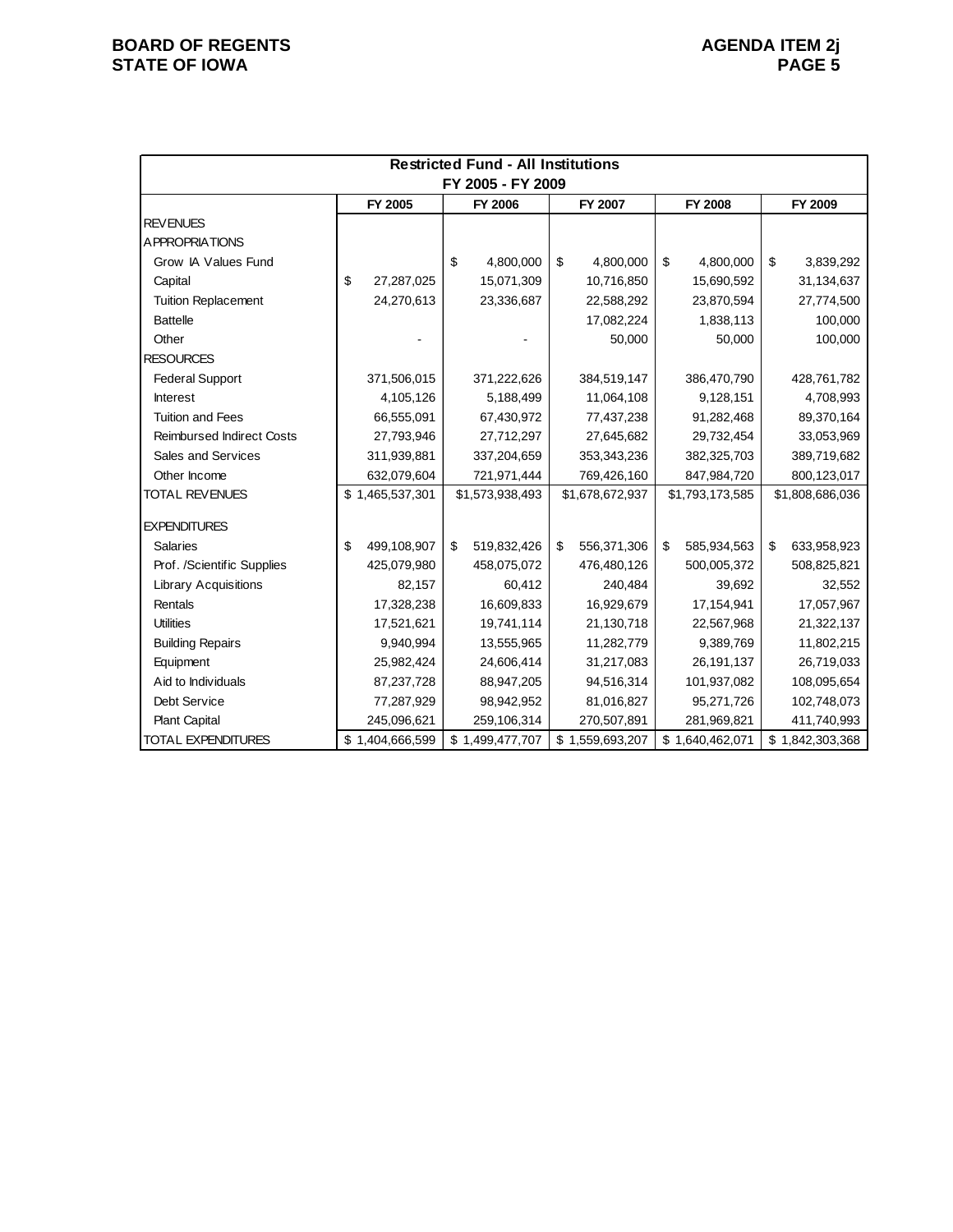| Restricted Fund - All Institutions FY 2005 - FY 2009 | | | | | |
|---|---|---|---|---|---|
| | FY 2005 | FY 2006 | FY 2007 | FY 2008 | FY 2009 |
| REVENUES | | | | | |
| APPROPRIATIONS | | | | | |
| Grow IA Values Fund | | $ 4,800,000 | $ 4,800,000 | $ 4,800,000 | $ 3,839,292 |
| Capital | $ 27,287,025 | 15,071,309 | 10,716,850 | 15,690,592 | 31,134,637 |
| Tuition Replacement | 24,270,613 | 23,336,687 | 22,588,292 | 23,870,594 | 27,774,500 |
| Battelle | | | 17,082,224 | 1,838,113 | 100,000 |
| Other | - | - | 50,000 | 50,000 | 100,000 |
| RESOURCES | | | | | |
| Federal Support | 371,506,015 | 371,222,626 | 384,519,147 | 386,470,790 | 428,761,782 |
| Interest | 4,105,126 | 5,188,499 | 11,064,108 | 9,128,151 | 4,708,993 |
| Tuition and Fees | 66,555,091 | 67,430,972 | 77,437,238 | 91,282,468 | 89,370,164 |
| Reimbursed Indirect Costs | 27,793,946 | 27,712,297 | 27,645,682 | 29,732,454 | 33,053,969 |
| Sales and Services | 311,939,881 | 337,204,659 | 353,343,236 | 382,325,703 | 389,719,682 |
| Other Income | 632,079,604 | 721,971,444 | 769,426,160 | 847,984,720 | 800,123,017 |
| TOTAL REVENUES | $ 1,465,537,301 | $1,573,938,493 | $1,678,672,937 | $1,793,173,585 | $1,808,686,036 |
| EXPENDITURES | | | | | |
| Salaries | $ 499,108,907 | $ 519,832,426 | $ 556,371,306 | $ 585,934,563 | $ 633,958,923 |
| Prof. /Scientific Supplies | 425,079,980 | 458,075,072 | 476,480,126 | 500,005,372 | 508,825,821 |
| Library Acquisitions | 82,157 | 60,412 | 240,484 | 39,692 | 32,552 |
| Rentals | 17,328,238 | 16,609,833 | 16,929,679 | 17,154,941 | 17,057,967 |
| Utilities | 17,521,621 | 19,741,114 | 21,130,718 | 22,567,968 | 21,322,137 |
| Building Repairs | 9,940,994 | 13,555,965 | 11,282,779 | 9,389,769 | 11,802,215 |
| Equipment | 25,982,424 | 24,606,414 | 31,217,083 | 26,191,137 | 26,719,033 |
| Aid to Individuals | 87,237,728 | 88,947,205 | 94,516,314 | 101,937,082 | 108,095,654 |
| Debt Service | 77,287,929 | 98,942,952 | 81,016,827 | 95,271,726 | 102,748,073 |
| Plant Capital | 245,096,621 | 259,106,314 | 270,507,891 | 281,969,821 | 411,740,993 |
| TOTAL EXPENDITURES | $ 1,404,666,599 | $ 1,499,477,707 | $ 1,559,693,207 | $ 1,640,462,071 | $ 1,842,303,368 |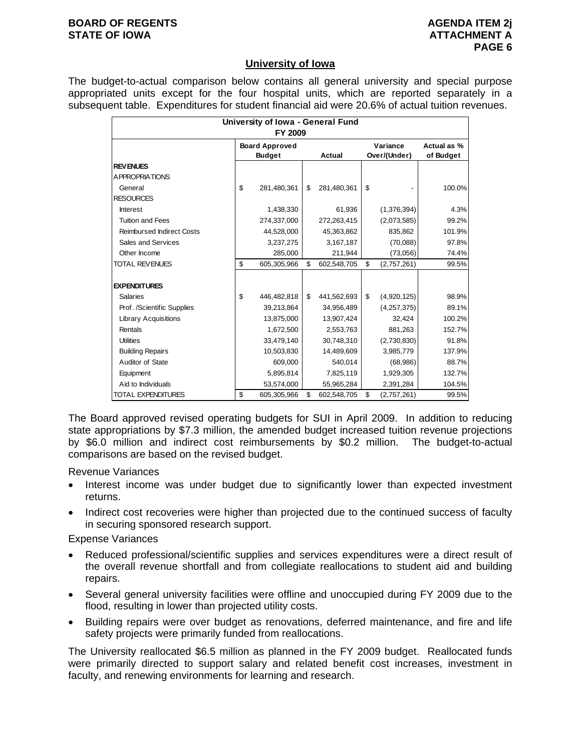## University of Iowa

The budget-to-actual comparison below contains all general university and special purpose appropriated units except for the four hospital units, which are reported separately in a subsequent table. Expenditures for student financial aid were 20.6% of actual tuition revenues.

| University of Iowa - General Fund FY 2009 | | | | |
|---|---|---|---|---|
| | Board Approved Budget | Actual | Variance Over/(Under) | Actual as % of Budget |
| **REVENUES** | | | | |
| APPROPRIATIONS | | | | |
| General | $ 281,480,361 | $ 281,480,361 | $ - | 100.0% |
| RESOURCES | | | | |
| Interest | 1,438,330 | 61,936 | (1,376,394) | 4.3% |
| Tuition and Fees | 274,337,000 | 272,263,415 | (2,073,585) | 99.2% |
| Reimbursed Indirect Costs | 44,528,000 | 45,363,862 | 835,862 | 101.9% |
| Sales and Services | 3,237,275 | 3,167,187 | (70,088) | 97.8% |
| Other Income | 285,000 | 211,944 | (73,056) | 74.4% |
| TOTAL REVENUES | $ 605,305,966 | $ 602,548,705 | $ (2,757,261) | 99.5% |
| **EXPENDITURES** | | | | |
| Salaries | $ 446,482,818 | $ 441,562,693 | $ (4,920,125) | 98.9% |
| Prof. /Scientific Supplies | 39,213,864 | 34,956,489 | (4,257,375) | 89.1% |
| Library Acquisitions | 13,875,000 | 13,907,424 | 32,424 | 100.2% |
| Rentals | 1,672,500 | 2,553,763 | 881,263 | 152.7% |
| Utilities | 33,479,140 | 30,748,310 | (2,730,830) | 91.8% |
| Building Repairs | 10,503,830 | 14,489,609 | 3,985,779 | 137.9% |
| Auditor of State | 609,000 | 540,014 | (68,986) | 88.7% |
| Equipment | 5,895,814 | 7,825,119 | 1,929,305 | 132.7% |
| Aid to Individuals | 53,574,000 | 55,965,284 | 2,391,284 | 104.5% |
| TOTAL EXPENDITURES | $ 605,305,966 | $ 602,548,705 | $ (2,757,261) | 99.5% |

The Board approved revised operating budgets for SUI in April 2009. In addition to reducing state appropriations by $7.3 million, the amended budget increased tuition revenue projections by $6.0 million and indirect cost reimbursements by $0.2 million. The budget-to-actual comparisons are based on the revised budget.

Revenue Variances

- Interest income was under budget due to significantly lower than expected investment returns.
- Indirect cost recoveries were higher than projected due to the continued success of faculty in securing sponsored research support.

Expense Variances

- Reduced professional/scientific supplies and services expenditures were a direct result of the overall revenue shortfall and from collegiate reallocations to student aid and building repairs.
- Several general university facilities were offline and unoccupied during FY 2009 due to the flood, resulting in lower than projected utility costs.
- Building repairs were over budget as renovations, deferred maintenance, and fire and life safety projects were primarily funded from reallocations.

The University reallocated $6.5 million as planned in the FY 2009 budget. Reallocated funds were primarily directed to support salary and related benefit cost increases, investment in faculty, and renewing environments for learning and research.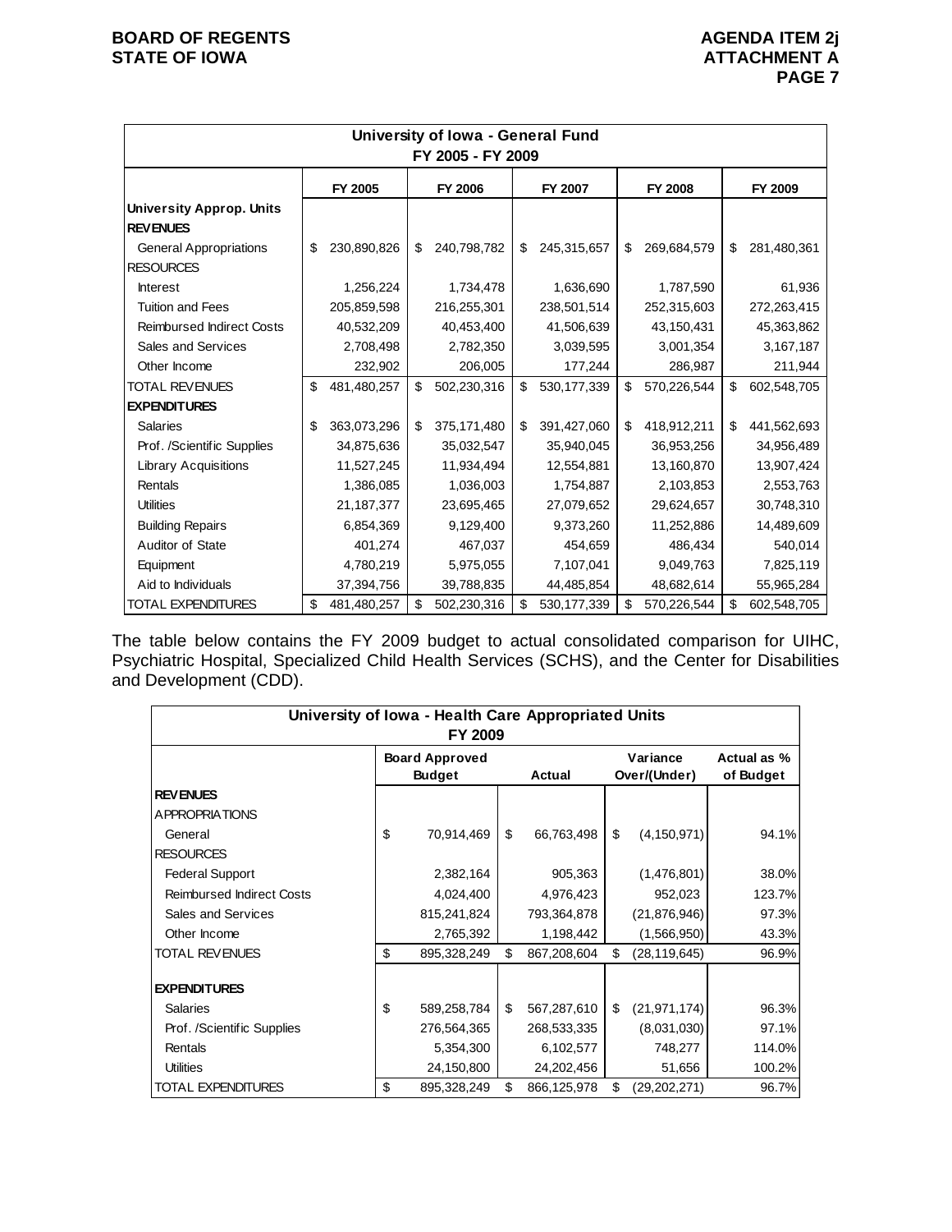| University of Iowa - General Fund FY 2005 - FY 2009 | | | | | |
|---|---|---|---|---|---|
| | FY 2005 | FY 2006 | FY 2007 | FY 2008 | FY 2009 |
| **University Approp. Units** | | | | | |
| **REVENUES** | | | | | |
| General Appropriations | $ 230,890,826 | $ 240,798,782 | $ 245,315,657 | $ 269,684,579 | $ 281,480,361 |
| RESOURCES | | | | | |
| Interest | 1,256,224 | 1,734,478 | 1,636,690 | 1,787,590 | 61,936 |
| Tuition and Fees | 205,859,598 | 216,255,301 | 238,501,514 | 252,315,603 | 272,263,415 |
| Reimbursed Indirect Costs | 40,532,209 | 40,453,400 | 41,506,639 | 43,150,431 | 45,363,862 |
| Sales and Services | 2,708,498 | 2,782,350 | 3,039,595 | 3,001,354 | 3,167,187 |
| Other Income | 232,902 | 206,005 | 177,244 | 286,987 | 211,944 |
| TOTAL REVENUES | $ 481,480,257 | $ 502,230,316 | $ 530,177,339 | $ 570,226,544 | $ 602,548,705 |
| **EXPENDITURES** | | | | | |
| Salaries | $ 363,073,296 | $ 375,171,480 | $ 391,427,060 | $ 418,912,211 | $ 441,562,693 |
| Prof. /Scientific Supplies | 34,875,636 | 35,032,547 | 35,940,045 | 36,953,256 | 34,956,489 |
| Library Acquisitions | 11,527,245 | 11,934,494 | 12,554,881 | 13,160,870 | 13,907,424 |
| Rentals | 1,386,085 | 1,036,003 | 1,754,887 | 2,103,853 | 2,553,763 |
| Utilities | 21,187,377 | 23,695,465 | 27,079,652 | 29,624,657 | 30,748,310 |
| Building Repairs | 6,854,369 | 9,129,400 | 9,373,260 | 11,252,886 | 14,489,609 |
| Auditor of State | 401,274 | 467,037 | 454,659 | 486,434 | 540,014 |
| Equipment | 4,780,219 | 5,975,055 | 7,107,041 | 9,049,763 | 7,825,119 |
| Aid to Individuals | 37,394,756 | 39,788,835 | 44,485,854 | 48,682,614 | 55,965,284 |
| TOTAL EXPENDITURES | $ 481,480,257 | $ 502,230,316 | $ 530,177,339 | $ 570,226,544 | $ 602,548,705 |

The table below contains the FY 2009 budget to actual consolidated comparison for UIHC, Psychiatric Hospital, Specialized Child Health Services (SCHS), and the Center for Disabilities and Development (CDD).

| University of Iowa - Health Care Appropriated Units FY 2009 | | | | |
|---|---|---|---|---|
| | Board Approved Budget | Actual | Variance Over/(Under) | Actual as % of Budget |
| **REVENUES** | | | | |
| APPROPRIATIONS | | | | |
| General | $ 70,914,469 | $ 66,763,498 | $ (4,150,971) | 94.1% |
| RESOURCES | | | | |
| Federal Support | 2,382,164 | 905,363 | (1,476,801) | 38.0% |
| Reimbursed Indirect Costs | 4,024,400 | 4,976,423 | 952,023 | 123.7% |
| Sales and Services | 815,241,824 | 793,364,878 | (21,876,946) | 97.3% |
| Other Income | 2,765,392 | 1,198,442 | (1,566,950) | 43.3% |
| TOTAL REVENUES | $ 895,328,249 | $ 867,208,604 | $ (28,119,645) | 96.9% |
| **EXPENDITURES** | | | | |
| Salaries | $ 589,258,784 | $ 567,287,610 | $ (21,971,174) | 96.3% |
| Prof. /Scientific Supplies | 276,564,365 | 268,533,335 | (8,031,030) | 97.1% |
| Rentals | 5,354,300 | 6,102,577 | 748,277 | 114.0% |
| Utilities | 24,150,800 | 24,202,456 | 51,656 | 100.2% |
| TOTAL EXPENDITURES | $ 895,328,249 | $ 866,125,978 | $ (29,202,271) | 96.7% |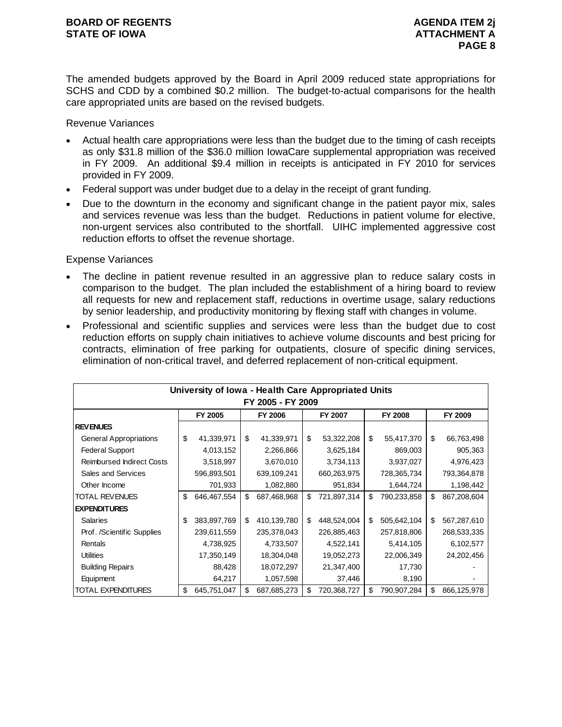The amended budgets approved by the Board in April 2009 reduced state appropriations for SCHS and CDD by a combined $0.2 million. The budget-to-actual comparisons for the health care appropriated units are based on the revised budgets.

Revenue Variances

- Actual health care appropriations were less than the budget due to the timing of cash receipts as only $31.8 million of the $36.0 million IowaCare supplemental appropriation was received in FY 2009. An additional $9.4 million in receipts is anticipated in FY 2010 for services provided in FY 2009.
- Federal support was under budget due to a delay in the receipt of grant funding.
- Due to the downturn in the economy and significant change in the patient payor mix, sales and services revenue was less than the budget. Reductions in patient volume for elective, non-urgent services also contributed to the shortfall. UIHC implemented aggressive cost reduction efforts to offset the revenue shortage.

Expense Variances

- The decline in patient revenue resulted in an aggressive plan to reduce salary costs in comparison to the budget. The plan included the establishment of a hiring board to review all requests for new and replacement staff, reductions in overtime usage, salary reductions by senior leadership, and productivity monitoring by flexing staff with changes in volume.
- Professional and scientific supplies and services were less than the budget due to cost reduction efforts on supply chain initiatives to achieve volume discounts and best pricing for contracts, elimination of free parking for outpatients, closure of specific dining services, elimination of non-critical travel, and deferred replacement of non-critical equipment.

**University of Iowa - Health Care Appropriated Units**
**FY 2005 - FY 2009**

| | FY 2005 | FY 2006 | FY 2007 | FY 2008 | FY 2009 |
|---|---|---|---|---|---|
| **REVENUES** | | | | | |
| General Appropriations | $ 41,339,971 | $ 41,339,971 | $ 53,322,208 | $ 55,417,370 | $ 66,763,498 |
| Federal Support | 4,013,152 | 2,266,866 | 3,625,184 | 869,003 | 905,363 |
| Reimbursed Indirect Costs | 3,518,997 | 3,670,010 | 3,734,113 | 3,937,027 | 4,976,423 |
| Sales and Services | 596,893,501 | 639,109,241 | 660,263,975 | 728,365,734 | 793,364,878 |
| Other Income | 701,933 | 1,082,880 | 951,834 | 1,644,724 | 1,198,442 |
| TOTAL REVENUES | $ 646,467,554 | $ 687,468,968 | $ 721,897,314 | $ 790,233,858 | $ 867,208,604 |
| **EXPENDITURES** | | | | | |
| Salaries | $ 383,897,769 | $ 410,139,780 | $ 448,524,004 | $ 505,642,104 | $ 567,287,610 |
| Prof. /Scientific Supplies | 239,611,559 | 235,378,043 | 226,885,463 | 257,818,806 | 268,533,335 |
| Rentals | 4,738,925 | 4,733,507 | 4,522,141 | 5,414,105 | 6,102,577 |
| Utilities | 17,350,149 | 18,304,048 | 19,052,273 | 22,006,349 | 24,202,456 |
| Building Repairs | 88,428 | 18,072,297 | 21,347,400 | 17,730 | - |
| Equipment | 64,217 | 1,057,598 | 37,446 | 8,190 | - |
| TOTAL EXPENDITURES | $ 645,751,047 | $ 687,685,273 | $ 720,368,727 | $ 790,907,284 | $ 866,125,978 |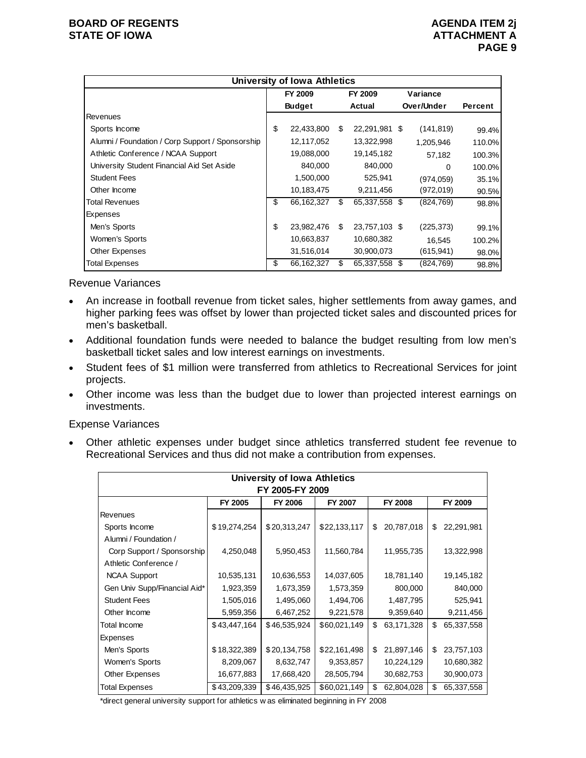| University of Iowa Athletics | | | | |
|---|---|---|---|---|
| | FY 2009 Budget | FY 2009 Actual | Variance Over/Under | Percent |
| Revenues | | | | |
| Sports Income | $ 22,433,800 | $ 22,291,981 | $ (141,819) | 99.4% |
| Alumni / Foundation / Corp Support / Sponsorship | 12,117,052 | 13,322,998 | 1,205,946 | 110.0% |
| Athletic Conference / NCAA Support | 19,088,000 | 19,145,182 | 57,182 | 100.3% |
| University Student Financial Aid Set Aside | 840,000 | 840,000 | 0 | 100.0% |
| Student Fees | 1,500,000 | 525,941 | (974,059) | 35.1% |
| Other Income | 10,183,475 | 9,211,456 | (972,019) | 90.5% |
| Total Revenues | $ 66,162,327 | $ 65,337,558 | $ (824,769) | 98.8% |
| Expenses | | | | |
| Men's Sports | $ 23,982,476 | $ 23,757,103 | $ (225,373) | 99.1% |
| Women's Sports | 10,663,837 | 10,680,382 | 16,545 | 100.2% |
| Other Expenses | 31,516,014 | 30,900,073 | (615,941) | 98.0% |
| Total Expenses | $ 66,162,327 | $ 65,337,558 | $ (824,769) | 98.8% |

Revenue Variances

- An increase in football revenue from ticket sales, higher settlements from away games, and higher parking fees was offset by lower than projected ticket sales and discounted prices for men's basketball.
- Additional foundation funds were needed to balance the budget resulting from low men's basketball ticket sales and low interest earnings on investments.
- Student fees of $1 million were transferred from athletics to Recreational Services for joint projects.
- Other income was less than the budget due to lower than projected interest earnings on investments.

Expense Variances

- Other athletic expenses under budget since athletics transferred student fee revenue to Recreational Services and thus did not make a contribution from expenses.

| University of Iowa Athletics FY 2005-FY 2009 | | | | | |
|---|---|---|---|---|---|
| | FY 2005 | FY 2006 | FY 2007 | FY 2008 | FY 2009 |
| Revenues | | | | | |
| Sports Income | $19,274,254 | $20,313,247 | $22,133,117 | $ 20,787,018 | $ 22,291,981 |
| Alumni / Foundation / Corp Support / Sponsorship | 4,250,048 | 5,950,453 | 11,560,784 | 11,955,735 | 13,322,998 |
| Athletic Conference / NCAA Support | 10,535,131 | 10,636,553 | 14,037,605 | 18,781,140 | 19,145,182 |
| Gen Univ Supp/Financial Aid* | 1,923,359 | 1,673,359 | 1,573,359 | 800,000 | 840,000 |
| Student Fees | 1,505,016 | 1,495,060 | 1,494,706 | 1,487,795 | 525,941 |
| Other Income | 5,959,356 | 6,467,252 | 9,221,578 | 9,359,640 | 9,211,456 |
| Total Income | $43,447,164 | $46,535,924 | $60,021,149 | $ 63,171,328 | $ 65,337,558 |
| Expenses | | | | | |
| Men's Sports | $18,322,389 | $20,134,758 | $22,161,498 | $ 21,897,146 | $ 23,757,103 |
| Women's Sports | 8,209,067 | 8,632,747 | 9,353,857 | 10,224,129 | 10,680,382 |
| Other Expenses | 16,677,883 | 17,668,420 | 28,505,794 | 30,682,753 | 30,900,073 |
| Total Expenses | $43,209,339 | $46,435,925 | $60,021,149 | $ 62,804,028 | $ 65,337,558 |

*direct general university support for athletics was eliminated beginning in FY 2008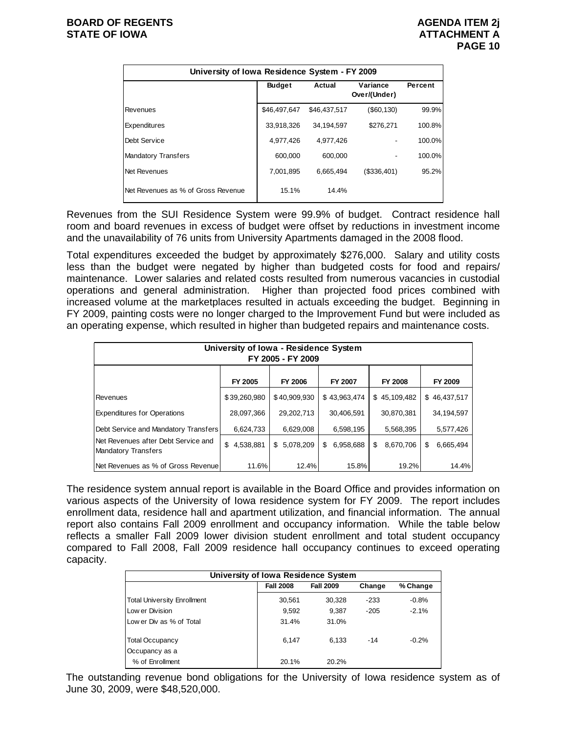| University of Iowa Residence System - FY 2009 | | | | |
|---|---|---|---|---|
| | Budget | Actual | Variance Over/(Under) | Percent |
| Revenues | $46,497,647 | $46,437,517 | ($60,130) | 99.9% |
| Expenditures | 33,918,326 | 34,194,597 | $276,271 | 100.8% |
| Debt Service | 4,977,426 | 4,977,426 | - | 100.0% |
| Mandatory Transfers | 600,000 | 600,000 | - | 100.0% |
| Net Revenues | 7,001,895 | 6,665,494 | ($336,401) | 95.2% |
| Net Revenues as % of Gross Revenue | 15.1% | 14.4% | | |

Revenues from the SUI Residence System were 99.9% of budget. Contract residence hall room and board revenues in excess of budget were offset by reductions in investment income and the unavailability of 76 units from University Apartments damaged in the 2008 flood.

Total expenditures exceeded the budget by approximately $276,000. Salary and utility costs less than the budget were negated by higher than budgeted costs for food and repairs/ maintenance. Lower salaries and related costs resulted from numerous vacancies in custodial operations and general administration. Higher than projected food prices combined with increased volume at the marketplaces resulted in actuals exceeding the budget. Beginning in FY 2009, painting costs were no longer charged to the Improvement Fund but were included as an operating expense, which resulted in higher than budgeted repairs and maintenance costs.

| University of Iowa - Residence System FY 2005 - FY 2009 | | | | | |
|---|---|---|---|---|---|
| | FY 2005 | FY 2006 | FY 2007 | FY 2008 | FY 2009 |
| Revenues | $39,260,980 | $40,909,930 | $ 43,963,474 | $ 45,109,482 | $ 46,437,517 |
| Expenditures for Operations | 28,097,366 | 29,202,713 | 30,406,591 | 30,870,381 | 34,194,597 |
| Debt Service and Mandatory Transfers | 6,624,733 | 6,629,008 | 6,598,195 | 5,568,395 | 5,577,426 |
| Net Revenues after Debt Service and Mandatory Transfers | $ 4,538,881 | $ 5,078,209 | $ 6,958,688 | $ 8,670,706 | $ 6,665,494 |
| Net Revenues as % of Gross Revenue | 11.6% | 12.4% | 15.8% | 19.2% | 14.4% |

The residence system annual report is available in the Board Office and provides information on various aspects of the University of Iowa residence system for FY 2009. The report includes enrollment data, residence hall and apartment utilization, and financial information. The annual report also contains Fall 2009 enrollment and occupancy information. While the table below reflects a smaller Fall 2009 lower division student enrollment and total student occupancy compared to Fall 2008, Fall 2009 residence hall occupancy continues to exceed operating capacity.

| University of Iowa Residence System | | | | |
|---|---|---|---|---|
| | Fall 2008 | Fall 2009 | Change | % Change |
| Total University Enrollment | 30,561 | 30,328 | -233 | -0.8% |
| Lower Division | 9,592 | 9,387 | -205 | -2.1% |
| Lower Div as % of Total | 31.4% | 31.0% | | |
| Total Occupancy | 6,147 | 6,133 | -14 | -0.2% |
| Occupancy as a % of Enrollment | 20.1% | 20.2% | | |

The outstanding revenue bond obligations for the University of Iowa residence system as of June 30, 2009, were $48,520,000.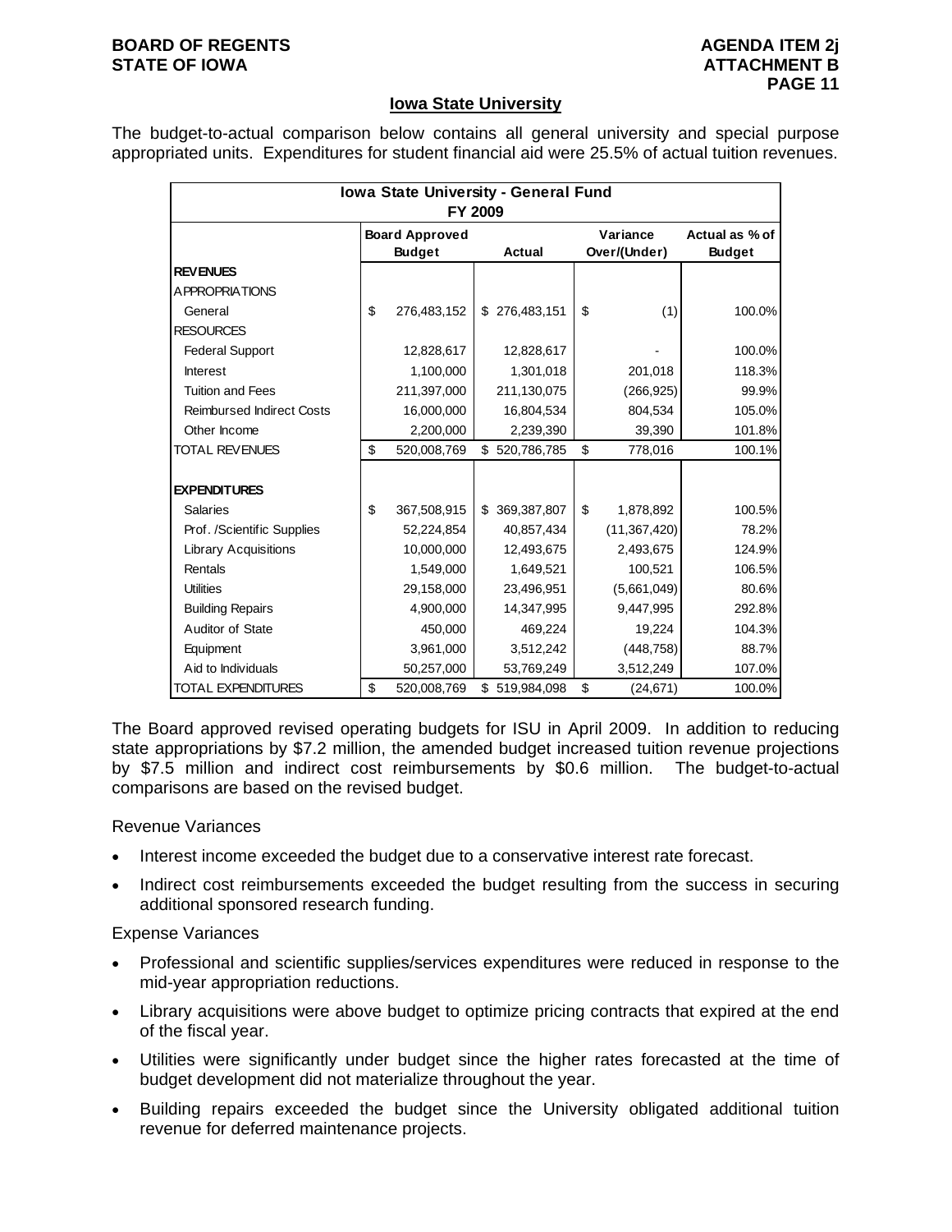## Iowa State University

The budget-to-actual comparison below contains all general university and special purpose appropriated units. Expenditures for student financial aid were 25.5% of actual tuition revenues.

| Iowa State University - General Fund FY 2009 | | | | |
|---|---|---|---|---|
| | Board Approved Budget | Actual | Variance Over/(Under) | Actual as % of Budget |
| **REVENUES** | | | | |
| APPROPRIATIONS | | | | |
| General | $ 276,483,152 | $ 276,483,151 | $ (1) | 100.0% |
| RESOURCES | | | | |
| Federal Support | 12,828,617 | 12,828,617 | - | 100.0% |
| Interest | 1,100,000 | 1,301,018 | 201,018 | 118.3% |
| Tuition and Fees | 211,397,000 | 211,130,075 | (266,925) | 99.9% |
| Reimbursed Indirect Costs | 16,000,000 | 16,804,534 | 804,534 | 105.0% |
| Other Income | 2,200,000 | 2,239,390 | 39,390 | 101.8% |
| TOTAL REVENUES | $ 520,008,769 | $ 520,786,785 | $ 778,016 | 100.1% |
| **EXPENDITURES** | | | | |
| Salaries | $ 367,508,915 | $ 369,387,807 | $ 1,878,892 | 100.5% |
| Prof. /Scientific Supplies | 52,224,854 | 40,857,434 | (11,367,420) | 78.2% |
| Library Acquisitions | 10,000,000 | 12,493,675 | 2,493,675 | 124.9% |
| Rentals | 1,549,000 | 1,649,521 | 100,521 | 106.5% |
| Utilities | 29,158,000 | 23,496,951 | (5,661,049) | 80.6% |
| Building Repairs | 4,900,000 | 14,347,995 | 9,447,995 | 292.8% |
| Auditor of State | 450,000 | 469,224 | 19,224 | 104.3% |
| Equipment | 3,961,000 | 3,512,242 | (448,758) | 88.7% |
| Aid to Individuals | 50,257,000 | 53,769,249 | 3,512,249 | 107.0% |
| TOTAL EXPENDITURES | $ 520,008,769 | $ 519,984,098 | $ (24,671) | 100.0% |

The Board approved revised operating budgets for ISU in April 2009. In addition to reducing state appropriations by $7.2 million, the amended budget increased tuition revenue projections by $7.5 million and indirect cost reimbursements by $0.6 million. The budget-to-actual comparisons are based on the revised budget.

Revenue Variances

- Interest income exceeded the budget due to a conservative interest rate forecast.
- Indirect cost reimbursements exceeded the budget resulting from the success in securing additional sponsored research funding.

Expense Variances

- Professional and scientific supplies/services expenditures were reduced in response to the mid-year appropriation reductions.
- Library acquisitions were above budget to optimize pricing contracts that expired at the end of the fiscal year.
- Utilities were significantly under budget since the higher rates forecasted at the time of budget development did not materialize throughout the year.
- Building repairs exceeded the budget since the University obligated additional tuition revenue for deferred maintenance projects.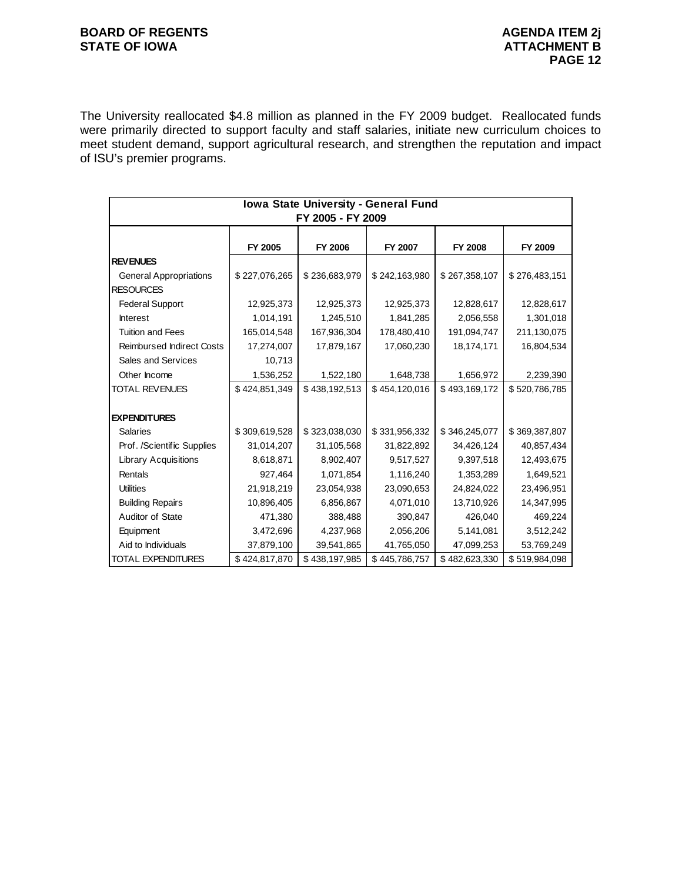The University reallocated $4.8 million as planned in the FY 2009 budget. Reallocated funds were primarily directed to support faculty and staff salaries, initiate new curriculum choices to meet student demand, support agricultural research, and strengthen the reputation and impact of ISU's premier programs.

| Iowa State University - General Fund FY 2005 - FY 2009 | | | | | |
|---|---|---|---|---|---|
| | FY 2005 | FY 2006 | FY 2007 | FY 2008 | FY 2009 |
| **REVENUES** | | | | | |
| General Appropriations | $ 227,076,265 | $ 236,683,979 | $ 242,163,980 | $ 267,358,107 | $ 276,483,151 |
| RESOURCES | | | | | |
| Federal Support | 12,925,373 | 12,925,373 | 12,925,373 | 12,828,617 | 12,828,617 |
| Interest | 1,014,191 | 1,245,510 | 1,841,285 | 2,056,558 | 1,301,018 |
| Tuition and Fees | 165,014,548 | 167,936,304 | 178,480,410 | 191,094,747 | 211,130,075 |
| Reimbursed Indirect Costs | 17,274,007 | 17,879,167 | 17,060,230 | 18,174,171 | 16,804,534 |
| Sales and Services | 10,713 | | | | |
| Other Income | 1,536,252 | 1,522,180 | 1,648,738 | 1,656,972 | 2,239,390 |
| TOTAL REVENUES | $ 424,851,349 | $ 438,192,513 | $ 454,120,016 | $ 493,169,172 | $ 520,786,785 |
| **EXPENDITURES** | | | | | |
| Salaries | $ 309,619,528 | $ 323,038,030 | $ 331,956,332 | $ 346,245,077 | $ 369,387,807 |
| Prof. /Scientific Supplies | 31,014,207 | 31,105,568 | 31,822,892 | 34,426,124 | 40,857,434 |
| Library Acquisitions | 8,618,871 | 8,902,407 | 9,517,527 | 9,397,518 | 12,493,675 |
| Rentals | 927,464 | 1,071,854 | 1,116,240 | 1,353,289 | 1,649,521 |
| Utilities | 21,918,219 | 23,054,938 | 23,090,653 | 24,824,022 | 23,496,951 |
| Building Repairs | 10,896,405 | 6,856,867 | 4,071,010 | 13,710,926 | 14,347,995 |
| Auditor of State | 471,380 | 388,488 | 390,847 | 426,040 | 469,224 |
| Equipment | 3,472,696 | 4,237,968 | 2,056,206 | 5,141,081 | 3,512,242 |
| Aid to Individuals | 37,879,100 | 39,541,865 | 41,765,050 | 47,099,253 | 53,769,249 |
| TOTAL EXPENDITURES | $ 424,817,870 | $ 438,197,985 | $ 445,786,757 | $ 482,623,330 | $ 519,984,098 |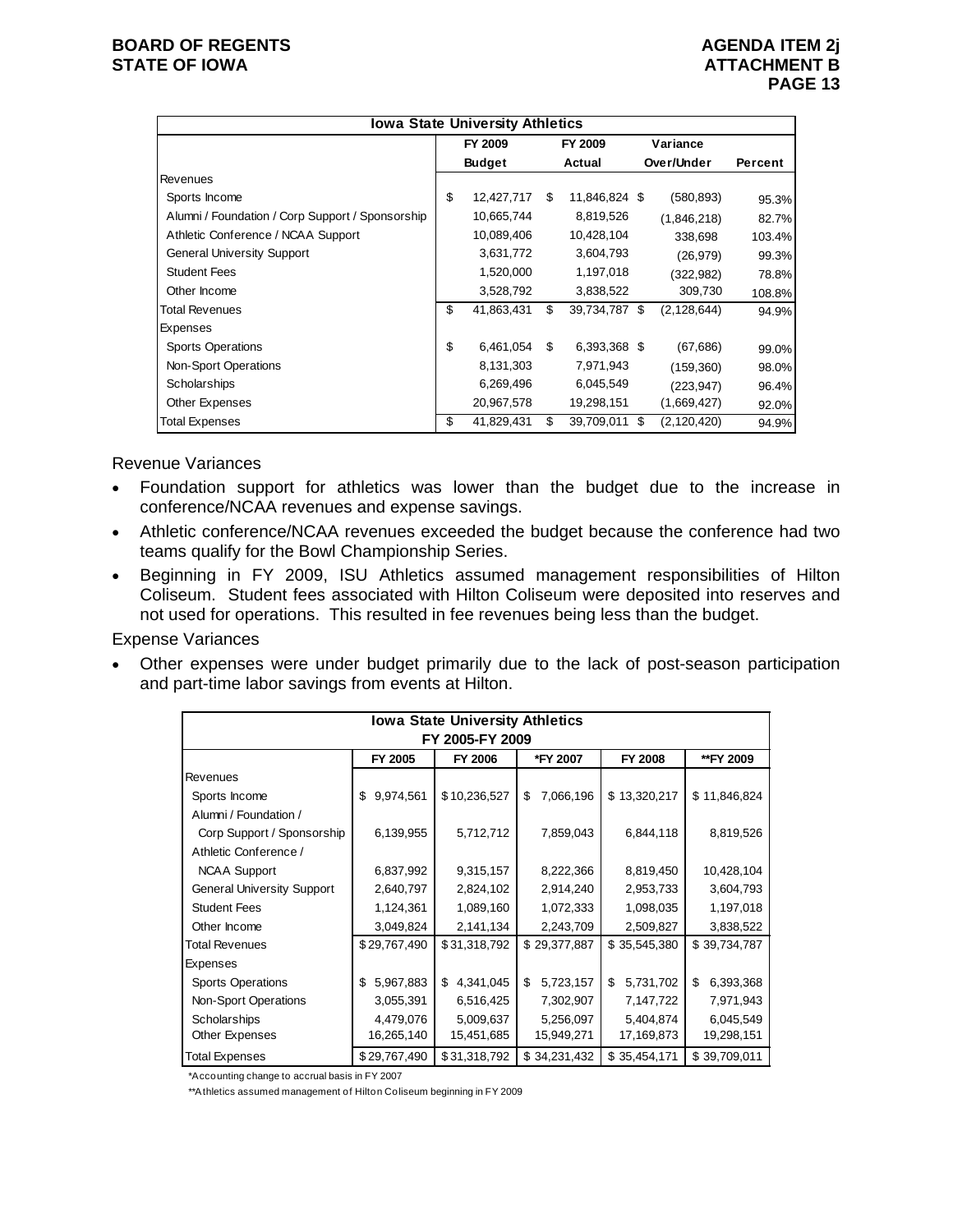| Iowa State University Athletics | FY 2009 Budget | FY 2009 Actual | Variance Over/Under | Percent |
|---|---|---|---|---|
| Revenues | | | | |
| Sports Income | $ 12,427,717 | $ 11,846,824 | $ (580,893) | 95.3% |
| Alumni / Foundation / Corp Support / Sponsorship | 10,665,744 | 8,819,526 | (1,846,218) | 82.7% |
| Athletic Conference / NCAA Support | 10,089,406 | 10,428,104 | 338,698 | 103.4% |
| General University Support | 3,631,772 | 3,604,793 | (26,979) | 99.3% |
| Student Fees | 1,520,000 | 1,197,018 | (322,982) | 78.8% |
| Other Income | 3,528,792 | 3,838,522 | 309,730 | 108.8% |
| Total Revenues | $ 41,863,431 | $ 39,734,787 | $ (2,128,644) | 94.9% |
| Expenses | | | | |
| Sports Operations | $ 6,461,054 | $ 6,393,368 | $ (67,686) | 99.0% |
| Non-Sport Operations | 8,131,303 | 7,971,943 | (159,360) | 98.0% |
| Scholarships | 6,269,496 | 6,045,549 | (223,947) | 96.4% |
| Other Expenses | 20,967,578 | 19,298,151 | (1,669,427) | 92.0% |
| Total Expenses | $ 41,829,431 | $ 39,709,011 | $ (2,120,420) | 94.9% |

Revenue Variances

- Foundation support for athletics was lower than the budget due to the increase in conference/NCAA revenues and expense savings.
- Athletic conference/NCAA revenues exceeded the budget because the conference had two teams qualify for the Bowl Championship Series.
- Beginning in FY 2009, ISU Athletics assumed management responsibilities of Hilton Coliseum. Student fees associated with Hilton Coliseum were deposited into reserves and not used for operations. This resulted in fee revenues being less than the budget.

Expense Variances

- Other expenses were under budget primarily due to the lack of post-season participation and part-time labor savings from events at Hilton.

| Iowa State University Athletics FY 2005-FY 2009 | FY 2005 | FY 2006 | *FY 2007 | FY 2008 | **FY 2009 |
|---|---|---|---|---|---|
| Revenues | | | | | |
| Sports Income | $ 9,974,561 | $ 10,236,527 | $ 7,066,196 | $ 13,320,217 | $ 11,846,824 |
| Alumni / Foundation / Corp Support / Sponsorship | 6,139,955 | 5,712,712 | 7,859,043 | 6,844,118 | 8,819,526 |
| Athletic Conference / NCAA Support | 6,837,992 | 9,315,157 | 8,222,366 | 8,819,450 | 10,428,104 |
| General University Support | 2,640,797 | 2,824,102 | 2,914,240 | 2,953,733 | 3,604,793 |
| Student Fees | 1,124,361 | 1,089,160 | 1,072,333 | 1,098,035 | 1,197,018 |
| Other Income | 3,049,824 | 2,141,134 | 2,243,709 | 2,509,827 | 3,838,522 |
| Total Revenues | $ 29,767,490 | $ 31,318,792 | $ 29,377,887 | $ 35,545,380 | $ 39,734,787 |
| Expenses | | | | | |
| Sports Operations | $ 5,967,883 | $ 4,341,045 | $ 5,723,157 | $ 5,731,702 | $ 6,393,368 |
| Non-Sport Operations | 3,055,391 | 6,516,425 | 7,302,907 | 7,147,722 | 7,971,943 |
| Scholarships | 4,479,076 | 5,009,637 | 5,256,097 | 5,404,874 | 6,045,549 |
| Other Expenses | 16,265,140 | 15,451,685 | 15,949,271 | 17,169,873 | 19,298,151 |
| Total Expenses | $ 29,767,490 | $ 31,318,792 | $ 34,231,432 | $ 35,454,171 | $ 39,709,011 |

*Accounting change to accrual basis in FY 2007

**Athletics assumed management of Hilton Coliseum beginning in FY 2009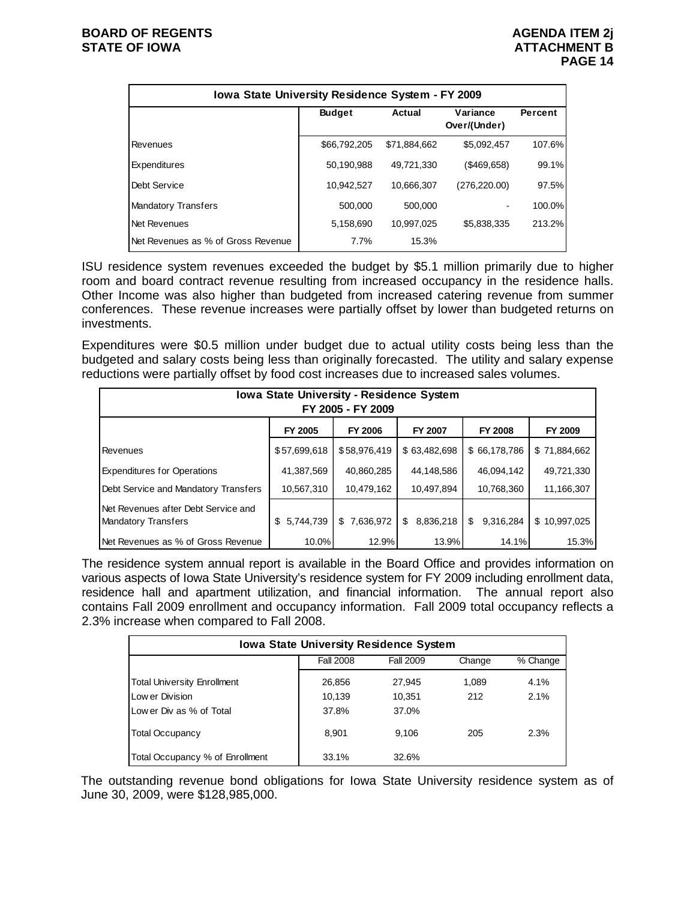| Iowa State University Residence System - FY 2009 | | | | |
| --- | --- | --- | --- | --- |
| | Budget | Actual | Variance Over/(Under) | Percent |
| Revenues | $66,792,205 | $71,884,662 | $5,092,457 | 107.6% |
| Expenditures | 50,190,988 | 49,721,330 | ($469,658) | 99.1% |
| Debt Service | 10,942,527 | 10,666,307 | (276,220.00) | 97.5% |
| Mandatory Transfers | 500,000 | 500,000 | - | 100.0% |
| Net Revenues | 5,158,690 | 10,997,025 | $5,838,335 | 213.2% |
| Net Revenues as % of Gross Revenue | 7.7% | 15.3% | | |

ISU residence system revenues exceeded the budget by $5.1 million primarily due to higher room and board contract revenue resulting from increased occupancy in the residence halls. Other Income was also higher than budgeted from increased catering revenue from summer conferences. These revenue increases were partially offset by lower than budgeted returns on investments.

Expenditures were $0.5 million under budget due to actual utility costs being less than the budgeted and salary costs being less than originally forecasted. The utility and salary expense reductions were partially offset by food cost increases due to increased sales volumes.

| Iowa State University - Residence System FY 2005 - FY 2009 | | | | | |
| --- | --- | --- | --- | --- | --- |
| | FY 2005 | FY 2006 | FY 2007 | FY 2008 | FY 2009 |
| Revenues | $57,699,618 | $58,976,419 | $ 63,482,698 | $ 66,178,786 | $ 71,884,662 |
| Expenditures for Operations | 41,387,569 | 40,860,285 | 44,148,586 | 46,094,142 | 49,721,330 |
| Debt Service and Mandatory Transfers | 10,567,310 | 10,479,162 | 10,497,894 | 10,768,360 | 11,166,307 |
| Net Revenues after Debt Service and Mandatory Transfers | $ 5,744,739 | $ 7,636,972 | $ 8,836,218 | $ 9,316,284 | $ 10,997,025 |
| Net Revenues as % of Gross Revenue | 10.0% | 12.9% | 13.9% | 14.1% | 15.3% |

The residence system annual report is available in the Board Office and provides information on various aspects of Iowa State University's residence system for FY 2009 including enrollment data, residence hall and apartment utilization, and financial information. The annual report also contains Fall 2009 enrollment and occupancy information. Fall 2009 total occupancy reflects a 2.3% increase when compared to Fall 2008.

| Iowa State University Residence System | | | | |
| --- | --- | --- | --- | --- |
| | Fall 2008 | Fall 2009 | Change | % Change |
| Total University Enrollment | 26,856 | 27,945 | 1,089 | 4.1% |
| Lower Division | 10,139 | 10,351 | 212 | 2.1% |
| Lower Div as % of Total | 37.8% | 37.0% | | |
| Total Occupancy | 8,901 | 9,106 | 205 | 2.3% |
| Total Occupancy % of Enrollment | 33.1% | 32.6% | | |

The outstanding revenue bond obligations for Iowa State University residence system as of June 30, 2009, were $128,985,000.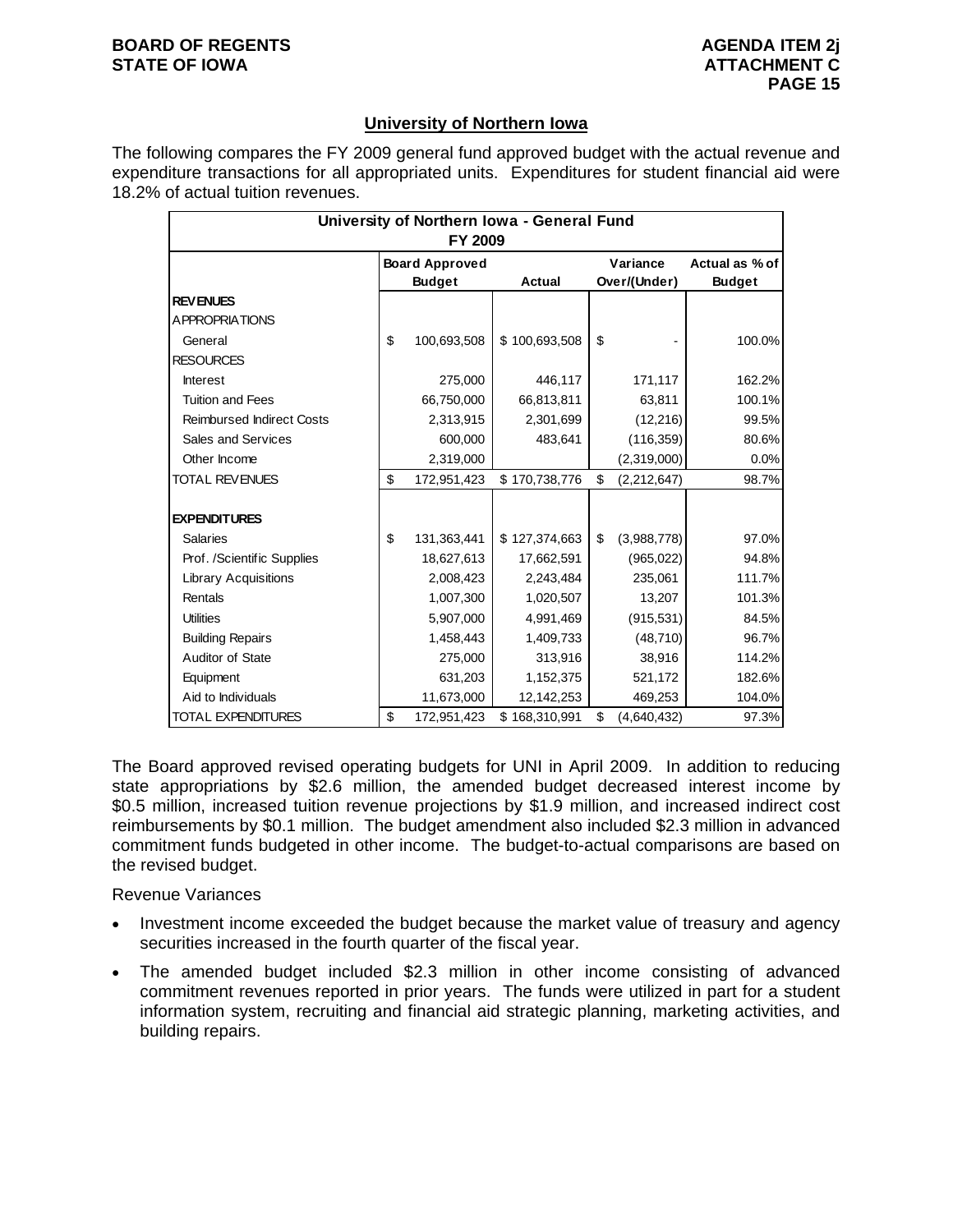## University of Northern Iowa

The following compares the FY 2009 general fund approved budget with the actual revenue and expenditure transactions for all appropriated units. Expenditures for student financial aid were 18.2% of actual tuition revenues.

| University of Northern Iowa - General Fund FY 2009 | | | | |
|---|---|---|---|---|
| | Board Approved Budget | Actual | Variance Over/(Under) | Actual as % of Budget |
| **REVENUES** | | | | |
| APPROPRIATIONS | | | | |
| General | $ 100,693,508 | $ 100,693,508 | $ - | 100.0% |
| RESOURCES | | | | |
| Interest | 275,000 | 446,117 | 171,117 | 162.2% |
| Tuition and Fees | 66,750,000 | 66,813,811 | 63,811 | 100.1% |
| Reimbursed Indirect Costs | 2,313,915 | 2,301,699 | (12,216) | 99.5% |
| Sales and Services | 600,000 | 483,641 | (116,359) | 80.6% |
| Other Income | 2,319,000 | | (2,319,000) | 0.0% |
| TOTAL REVENUES | $ 172,951,423 | $ 170,738,776 | $ (2,212,647) | 98.7% |
| | | | | |
| **EXPENDITURES** | | | | |
| Salaries | $ 131,363,441 | $ 127,374,663 | $ (3,988,778) | 97.0% |
| Prof. /Scientific Supplies | 18,627,613 | 17,662,591 | (965,022) | 94.8% |
| Library Acquisitions | 2,008,423 | 2,243,484 | 235,061 | 111.7% |
| Rentals | 1,007,300 | 1,020,507 | 13,207 | 101.3% |
| Utilities | 5,907,000 | 4,991,469 | (915,531) | 84.5% |
| Building Repairs | 1,458,443 | 1,409,733 | (48,710) | 96.7% |
| Auditor of State | 275,000 | 313,916 | 38,916 | 114.2% |
| Equipment | 631,203 | 1,152,375 | 521,172 | 182.6% |
| Aid to Individuals | 11,673,000 | 12,142,253 | 469,253 | 104.0% |
| TOTAL EXPENDITURES | $ 172,951,423 | $ 168,310,991 | $ (4,640,432) | 97.3% |

The Board approved revised operating budgets for UNI in April 2009. In addition to reducing state appropriations by $2.6 million, the amended budget decreased interest income by $0.5 million, increased tuition revenue projections by $1.9 million, and increased indirect cost reimbursements by $0.1 million. The budget amendment also included $2.3 million in advanced commitment funds budgeted in other income. The budget-to-actual comparisons are based on the revised budget.

Revenue Variances

- Investment income exceeded the budget because the market value of treasury and agency securities increased in the fourth quarter of the fiscal year.
- The amended budget included $2.3 million in other income consisting of advanced commitment revenues reported in prior years. The funds were utilized in part for a student information system, recruiting and financial aid strategic planning, marketing activities, and building repairs.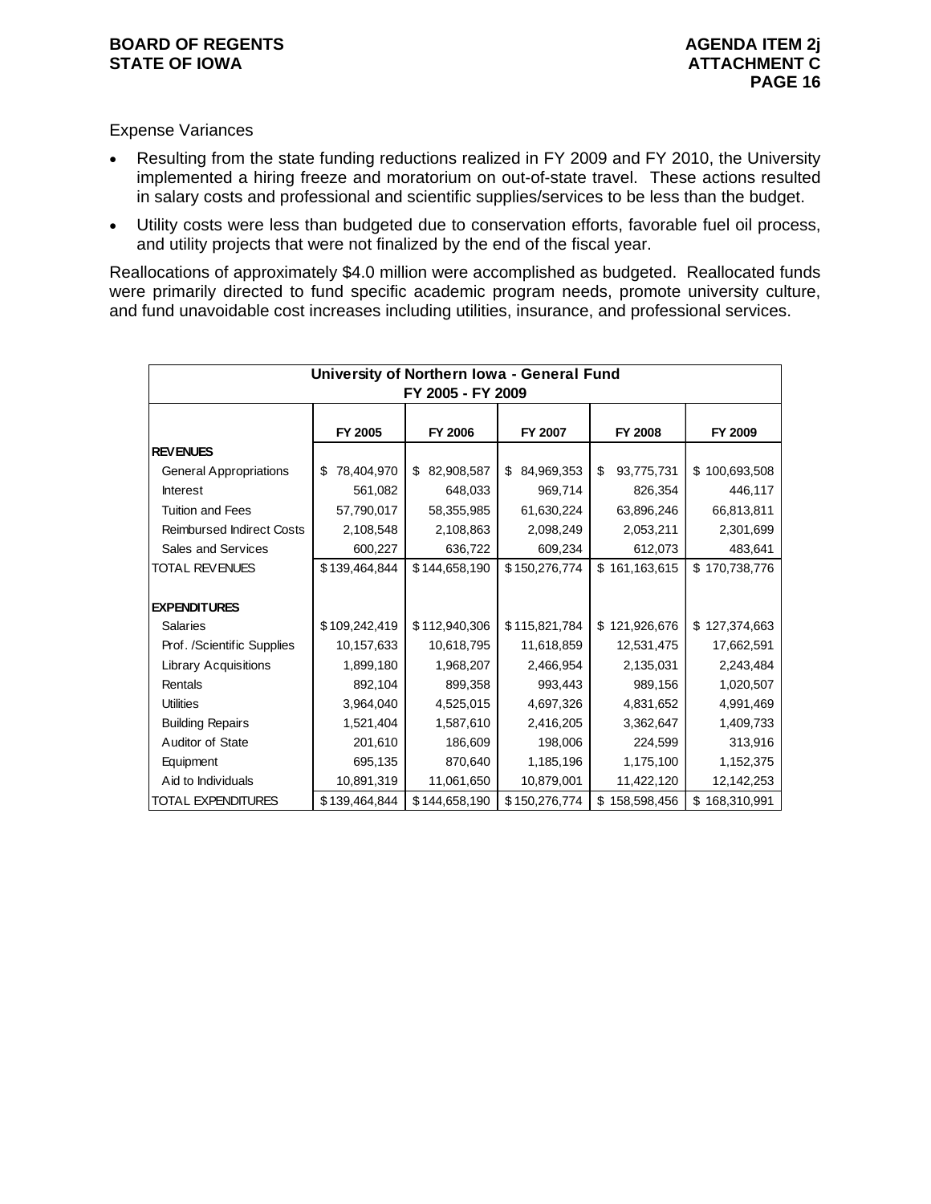Expense Variances

- Resulting from the state funding reductions realized in FY 2009 and FY 2010, the University implemented a hiring freeze and moratorium on out-of-state travel. These actions resulted in salary costs and professional and scientific supplies/services to be less than the budget.
- Utility costs were less than budgeted due to conservation efforts, favorable fuel oil process, and utility projects that were not finalized by the end of the fiscal year.

Reallocations of approximately $4.0 million were accomplished as budgeted. Reallocated funds were primarily directed to fund specific academic program needs, promote university culture, and fund unavoidable cost increases including utilities, insurance, and professional services.

**University of Northern Iowa - General Fund**
**FY 2005 - FY 2009**

| | FY 2005 | FY 2006 | FY 2007 | FY 2008 | FY 2009 |
|---|---|---|---|---|---|
| **REVENUES** | | | | | |
| General Appropriations | $ 78,404,970 | $ 82,908,587 | $ 84,969,353 | $ 93,775,731 | $ 100,693,508 |
| Interest | 561,082 | 648,033 | 969,714 | 826,354 | 446,117 |
| Tuition and Fees | 57,790,017 | 58,355,985 | 61,630,224 | 63,896,246 | 66,813,811 |
| Reimbursed Indirect Costs | 2,108,548 | 2,108,863 | 2,098,249 | 2,053,211 | 2,301,699 |
| Sales and Services | 600,227 | 636,722 | 609,234 | 612,073 | 483,641 |
| TOTAL REVENUES | $139,464,844 | $144,658,190 | $150,276,774 | $ 161,163,615 | $ 170,738,776 |
| | | | | | |
| **EXPENDITURES** | | | | | |
| Salaries | $109,242,419 | $112,940,306 | $115,821,784 | $ 121,926,676 | $ 127,374,663 |
| Prof. /Scientific Supplies | 10,157,633 | 10,618,795 | 11,618,859 | 12,531,475 | 17,662,591 |
| Library Acquisitions | 1,899,180 | 1,968,207 | 2,466,954 | 2,135,031 | 2,243,484 |
| Rentals | 892,104 | 899,358 | 993,443 | 989,156 | 1,020,507 |
| Utilities | 3,964,040 | 4,525,015 | 4,697,326 | 4,831,652 | 4,991,469 |
| Building Repairs | 1,521,404 | 1,587,610 | 2,416,205 | 3,362,647 | 1,409,733 |
| Auditor of State | 201,610 | 186,609 | 198,006 | 224,599 | 313,916 |
| Equipment | 695,135 | 870,640 | 1,185,196 | 1,175,100 | 1,152,375 |
| Aid to Individuals | 10,891,319 | 11,061,650 | 10,879,001 | 11,422,120 | 12,142,253 |
| TOTAL EXPENDITURES | $139,464,844 | $144,658,190 | $150,276,774 | $ 158,598,456 | $ 168,310,991 |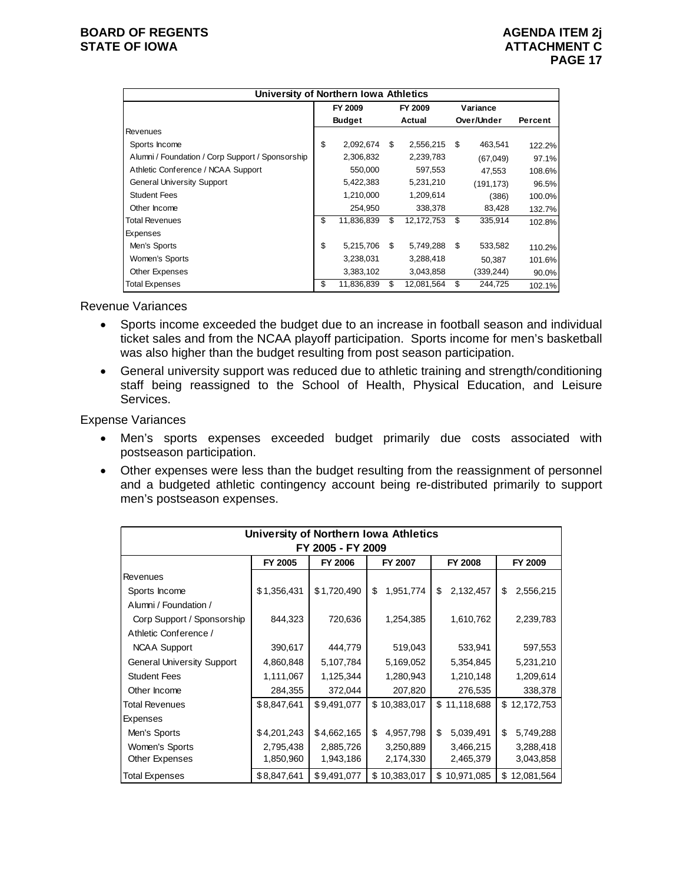| University of Northern Iowa Athletics | | | | |
|---|---|---|---|---|
| | FY 2009 Budget | FY 2009 Actual | Variance Over/Under | Percent |
| Revenues | | | | |
| Sports Income | $ 2,092,674 | $ 2,556,215 | $ 463,541 | 122.2% |
| Alumni / Foundation / Corp Support / Sponsorship | 2,306,832 | 2,239,783 | (67,049) | 97.1% |
| Athletic Conference / NCAA Support | 550,000 | 597,553 | 47,553 | 108.6% |
| General University Support | 5,422,383 | 5,231,210 | (191,173) | 96.5% |
| Student Fees | 1,210,000 | 1,209,614 | (386) | 100.0% |
| Other Income | 254,950 | 338,378 | 83,428 | 132.7% |
| Total Revenues | $ 11,836,839 | $ 12,172,753 | $ 335,914 | 102.8% |
| Expenses | | | | |
| Men's Sports | $ 5,215,706 | $ 5,749,288 | $ 533,582 | 110.2% |
| Women's Sports | 3,238,031 | 3,288,418 | 50,387 | 101.6% |
| Other Expenses | 3,383,102 | 3,043,858 | (339,244) | 90.0% |
| Total Expenses | $ 11,836,839 | $ 12,081,564 | $ 244,725 | 102.1% |

Revenue Variances

- Sports income exceeded the budget due to an increase in football season and individual ticket sales and from the NCAA playoff participation. Sports income for men's basketball was also higher than the budget resulting from post season participation.
- General university support was reduced due to athletic training and strength/conditioning staff being reassigned to the School of Health, Physical Education, and Leisure Services.

Expense Variances

- Men's sports expenses exceeded budget primarily due costs associated with postseason participation.
- Other expenses were less than the budget resulting from the reassignment of personnel and a budgeted athletic contingency account being re-distributed primarily to support men's postseason expenses.

| University of Northern Iowa Athletics FY 2005 - FY 2009 | | | | | |
|---|---|---|---|---|---|
| | FY 2005 | FY 2006 | FY 2007 | FY 2008 | FY 2009 |
| Revenues | | | | | |
| Sports Income | $1,356,431 | $1,720,490 | $ 1,951,774 | $ 2,132,457 | $ 2,556,215 |
| Alumni / Foundation / Corp Support / Sponsorship | 844,323 | 720,636 | 1,254,385 | 1,610,762 | 2,239,783 |
| Athletic Conference / NCAA Support | 390,617 | 444,779 | 519,043 | 533,941 | 597,553 |
| General University Support | 4,860,848 | 5,107,784 | 5,169,052 | 5,354,845 | 5,231,210 |
| Student Fees | 1,111,067 | 1,125,344 | 1,280,943 | 1,210,148 | 1,209,614 |
| Other Income | 284,355 | 372,044 | 207,820 | 276,535 | 338,378 |
| Total Revenues | $8,847,641 | $9,491,077 | $ 10,383,017 | $ 11,118,688 | $ 12,172,753 |
| Expenses | | | | | |
| Men's Sports | $4,201,243 | $4,662,165 | $ 4,957,798 | $ 5,039,491 | $ 5,749,288 |
| Women's Sports | 2,795,438 | 2,885,726 | 3,250,889 | 3,466,215 | 3,288,418 |
| Other Expenses | 1,850,960 | 1,943,186 | 2,174,330 | 2,465,379 | 3,043,858 |
| Total Expenses | $8,847,641 | $9,491,077 | $ 10,383,017 | $ 10,971,085 | $ 12,081,564 |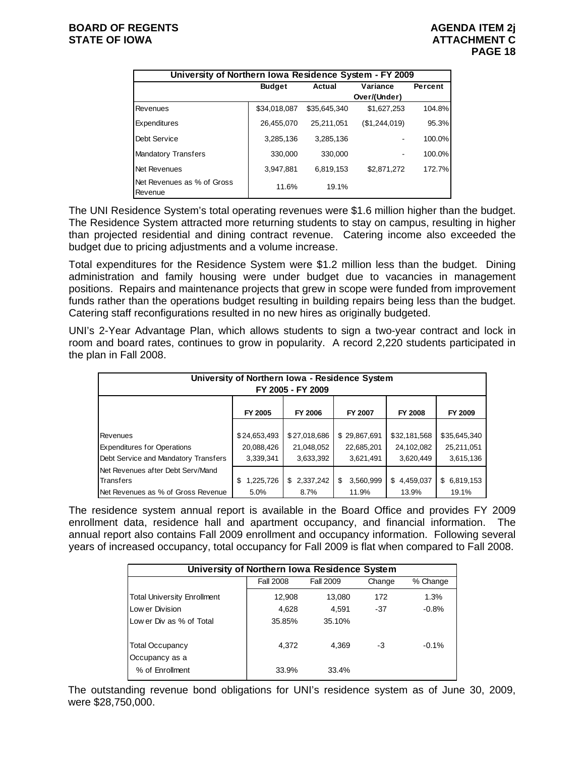| University of Northern Iowa Residence System - FY 2009 | | | | |
|---|---|---|---|---|
| | Budget | Actual | Variance Over/(Under) | Percent |
| Revenues | $34,018,087 | $35,645,340 | $1,627,253 | 104.8% |
| Expenditures | 26,455,070 | 25,211,051 | ($1,244,019) | 95.3% |
| Debt Service | 3,285,136 | 3,285,136 | - | 100.0% |
| Mandatory Transfers | 330,000 | 330,000 | - | 100.0% |
| Net Revenues | 3,947,881 | 6,819,153 | $2,871,272 | 172.7% |
| Net Revenues as % of Gross Revenue | 11.6% | 19.1% | | |

The UNI Residence System's total operating revenues were $1.6 million higher than the budget. The Residence System attracted more returning students to stay on campus, resulting in higher than projected residential and dining contract revenue. Catering income also exceeded the budget due to pricing adjustments and a volume increase.

Total expenditures for the Residence System were $1.2 million less than the budget. Dining administration and family housing were under budget due to vacancies in management positions. Repairs and maintenance projects that grew in scope were funded from improvement funds rather than the operations budget resulting in building repairs being less than the budget. Catering staff reconfigurations resulted in no new hires as originally budgeted.

UNI's 2-Year Advantage Plan, which allows students to sign a two-year contract and lock in room and board rates, continues to grow in popularity. A record 2,220 students participated in the plan in Fall 2008.

| University of Northern Iowa - Residence System FY 2005 - FY 2009 | | | | | |
|---|---|---|---|---|---|
| | FY 2005 | FY 2006 | FY 2007 | FY 2008 | FY 2009 |
| Revenues | $24,653,493 | $27,018,686 | $29,867,691 | $32,181,568 | $35,645,340 |
| Expenditures for Operations | 20,088,426 | 21,048,052 | 22,685,201 | 24,102,082 | 25,211,051 |
| Debt Service and Mandatory Transfers | 3,339,341 | 3,633,392 | 3,621,491 | 3,620,449 | 3,615,136 |
| Net Revenues after Debt Serv/Mand Transfers | $ 1,225,726 | $ 2,337,242 | $ 3,560,999 | $ 4,459,037 | $ 6,819,153 |
| Net Revenues as % of Gross Revenue | 5.0% | 8.7% | 11.9% | 13.9% | 19.1% |

The residence system annual report is available in the Board Office and provides FY 2009 enrollment data, residence hall and apartment occupancy, and financial information. The annual report also contains Fall 2009 enrollment and occupancy information. Following several years of increased occupancy, total occupancy for Fall 2009 is flat when compared to Fall 2008.

| University of Northern Iowa Residence System | | | | |
|---|---|---|---|---|
| | Fall 2008 | Fall 2009 | Change | % Change |
| Total University Enrollment | 12,908 | 13,080 | 172 | 1.3% |
| Lower Division | 4,628 | 4,591 | -37 | -0.8% |
| Lower Div as % of Total | 35.85% | 35.10% | | |
| Total Occupancy | 4,372 | 4,369 | -3 | -0.1% |
| Occupancy as a % of Enrollment | 33.9% | 33.4% | | |

The outstanding revenue bond obligations for UNI's residence system as of June 30, 2009, were $28,750,000.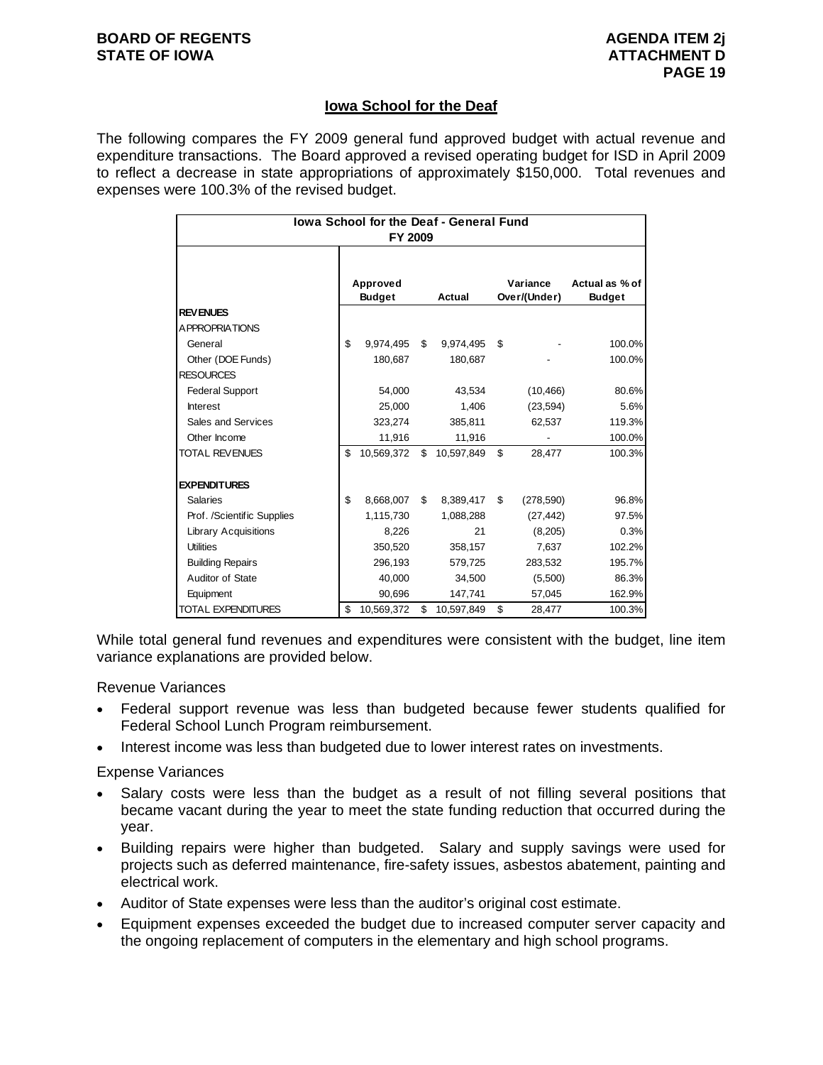## Iowa School for the Deaf

The following compares the FY 2009 general fund approved budget with actual revenue and expenditure transactions. The Board approved a revised operating budget for ISD in April 2009 to reflect a decrease in state appropriations of approximately $150,000. Total revenues and expenses were 100.3% of the revised budget.

| Iowa School for the Deaf - General Fund FY 2009 | | | | |
|---|---|---|---|---|
| | Approved Budget | Actual | Variance Over/(Under) | Actual as % of Budget |
| **REVENUES** | | | | |
| APPROPRIATIONS | | | | |
| General | $ 9,974,495 | $ 9,974,495 | $ - | 100.0% |
| Other (DOE Funds) | 180,687 | 180,687 | - | 100.0% |
| RESOURCES | | | | |
| Federal Support | 54,000 | 43,534 | (10,466) | 80.6% |
| Interest | 25,000 | 1,406 | (23,594) | 5.6% |
| Sales and Services | 323,274 | 385,811 | 62,537 | 119.3% |
| Other Income | 11,916 | 11,916 | - | 100.0% |
| TOTAL REVENUES | $ 10,569,372 | $ 10,597,849 | $ 28,477 | 100.3% |
| **EXPENDITURES** | | | | |
| Salaries | $ 8,668,007 | $ 8,389,417 | $ (278,590) | 96.8% |
| Prof. /Scientific Supplies | 1,115,730 | 1,088,288 | (27,442) | 97.5% |
| Library Acquisitions | 8,226 | 21 | (8,205) | 0.3% |
| Utilities | 350,520 | 358,157 | 7,637 | 102.2% |
| Building Repairs | 296,193 | 579,725 | 283,532 | 195.7% |
| Auditor of State | 40,000 | 34,500 | (5,500) | 86.3% |
| Equipment | 90,696 | 147,741 | 57,045 | 162.9% |
| TOTAL EXPENDITURES | $ 10,569,372 | $ 10,597,849 | $ 28,477 | 100.3% |

While total general fund revenues and expenditures were consistent with the budget, line item variance explanations are provided below.

Revenue Variances

- Federal support revenue was less than budgeted because fewer students qualified for Federal School Lunch Program reimbursement.
- Interest income was less than budgeted due to lower interest rates on investments.

Expense Variances

- Salary costs were less than the budget as a result of not filling several positions that became vacant during the year to meet the state funding reduction that occurred during the year.
- Building repairs were higher than budgeted. Salary and supply savings were used for projects such as deferred maintenance, fire-safety issues, asbestos abatement, painting and electrical work.
- Auditor of State expenses were less than the auditor's original cost estimate.
- Equipment expenses exceeded the budget due to increased computer server capacity and the ongoing replacement of computers in the elementary and high school programs.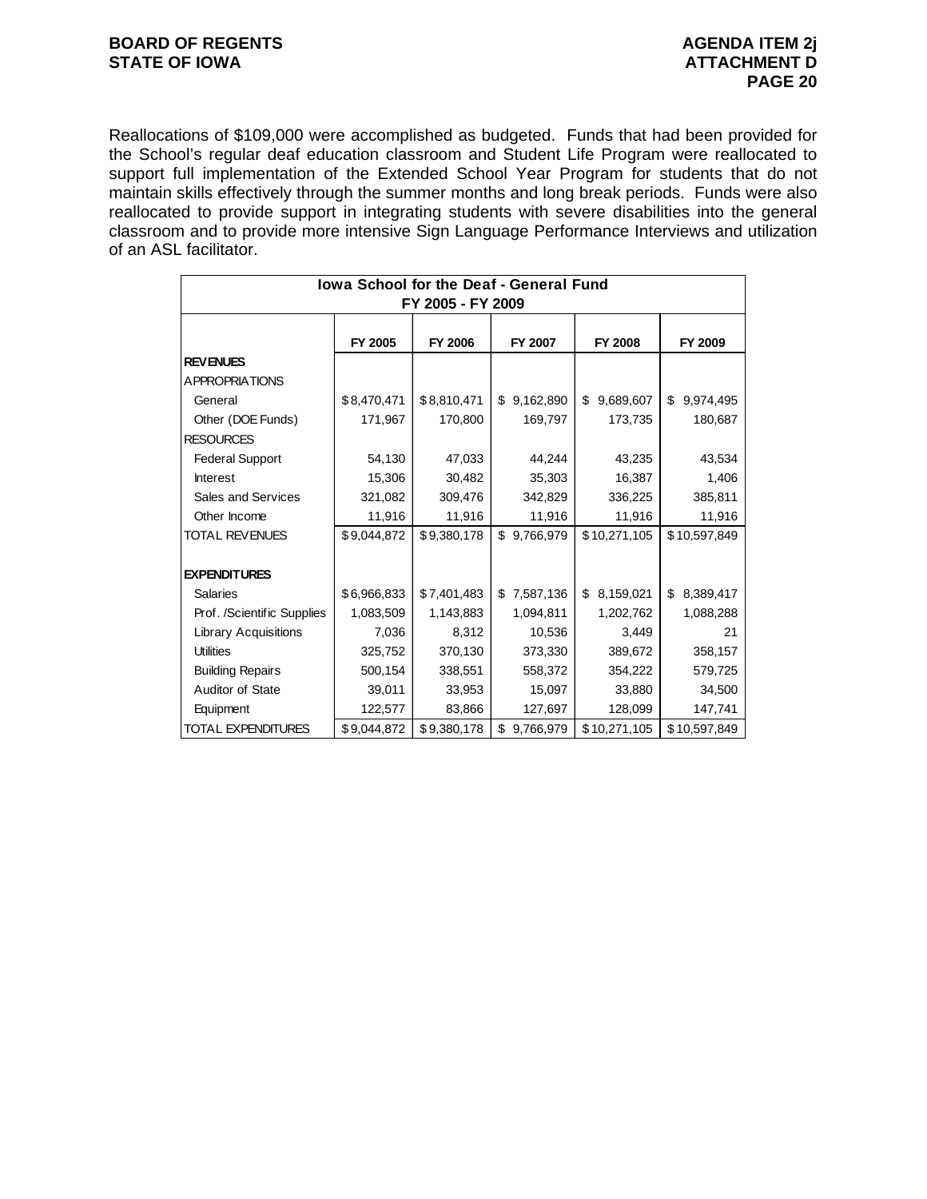Reallocations of $109,000 were accomplished as budgeted. Funds that had been provided for the School's regular deaf education classroom and Student Life Program were reallocated to support full implementation of the Extended School Year Program for students that do not maintain skills effectively through the summer months and long break periods. Funds were also reallocated to provide support in integrating students with severe disabilities into the general classroom and to provide more intensive Sign Language Performance Interviews and utilization of an ASL facilitator.

| Iowa School for the Deaf - General Fund FY 2005 - FY 2009 | | | | | |
|---|---|---|---|---|---|
| | FY 2005 | FY 2006 | FY 2007 | FY 2008 | FY 2009 |
| **REVENUES** | | | | | |
| APPROPRIATIONS | | | | | |
| General | $8,470,471 | $8,810,471 | $ 9,162,890 | $ 9,689,607 | $ 9,974,495 |
| Other (DOE Funds) | 171,967 | 170,800 | 169,797 | 173,735 | 180,687 |
| RESOURCES | | | | | |
| Federal Support | 54,130 | 47,033 | 44,244 | 43,235 | 43,534 |
| Interest | 15,306 | 30,482 | 35,303 | 16,387 | 1,406 |
| Sales and Services | 321,082 | 309,476 | 342,829 | 336,225 | 385,811 |
| Other Income | 11,916 | 11,916 | 11,916 | 11,916 | 11,916 |
| TOTAL REVENUES | $9,044,872 | $9,380,178 | $ 9,766,979 | $10,271,105 | $10,597,849 |
| | | | | | |
| **EXPENDITURES** | | | | | |
| Salaries | $6,966,833 | $7,401,483 | $ 7,587,136 | $ 8,159,021 | $ 8,389,417 |
| Prof. /Scientific Supplies | 1,083,509 | 1,143,883 | 1,094,811 | 1,202,762 | 1,088,288 |
| Library Acquisitions | 7,036 | 8,312 | 10,536 | 3,449 | 21 |
| Utilities | 325,752 | 370,130 | 373,330 | 389,672 | 358,157 |
| Building Repairs | 500,154 | 338,551 | 558,372 | 354,222 | 579,725 |
| Auditor of State | 39,011 | 33,953 | 15,097 | 33,880 | 34,500 |
| Equipment | 122,577 | 83,866 | 127,697 | 128,099 | 147,741 |
| TOTAL EXPENDITURES | $9,044,872 | $9,380,178 | $ 9,766,979 | $10,271,105 | $10,597,849 |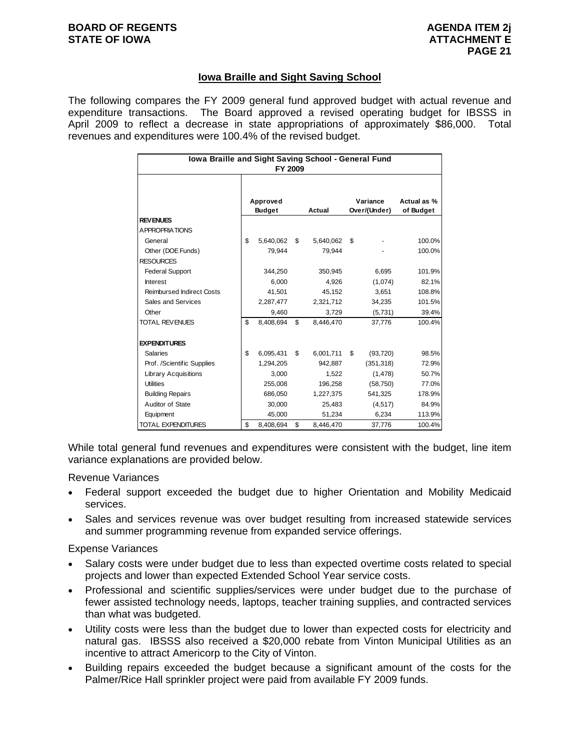## Iowa Braille and Sight Saving School

The following compares the FY 2009 general fund approved budget with actual revenue and expenditure transactions. The Board approved a revised operating budget for IBSSS in April 2009 to reflect a decrease in state appropriations of approximately $86,000. Total revenues and expenditures were 100.4% of the revised budget.

| Iowa Braille and Sight Saving School - General Fund FY 2009 | Approved Budget | Actual | Variance Over/(Under) | Actual as % of Budget |
|---|---|---|---|---|
| **REVENUES** | | | | |
| APPROPRIATIONS | | | | |
| General | $ 5,640,062 | $ 5,640,062 | $ - | 100.0% |
| Other (DOE Funds) | 79,944 | 79,944 | - | 100.0% |
| RESOURCES | | | | |
| Federal Support | 344,250 | 350,945 | 6,695 | 101.9% |
| Interest | 6,000 | 4,926 | (1,074) | 82.1% |
| Reimbursed Indirect Costs | 41,501 | 45,152 | 3,651 | 108.8% |
| Sales and Services | 2,287,477 | 2,321,712 | 34,235 | 101.5% |
| Other | 9,460 | 3,729 | (5,731) | 39.4% |
| TOTAL REVENUES | $ 8,408,694 | $ 8,446,470 | 37,776 | 100.4% |
| **EXPENDITURES** | | | | |
| Salaries | $ 6,095,431 | $ 6,001,711 | $ (93,720) | 98.5% |
| Prof. /Scientific Supplies | 1,294,205 | 942,887 | (351,318) | 72.9% |
| Library Acquisitions | 3,000 | 1,522 | (1,478) | 50.7% |
| Utilities | 255,008 | 196,258 | (58,750) | 77.0% |
| Building Repairs | 686,050 | 1,227,375 | 541,325 | 178.9% |
| Auditor of State | 30,000 | 25,483 | (4,517) | 84.9% |
| Equipment | 45,000 | 51,234 | 6,234 | 113.9% |
| TOTAL EXPENDITURES | $ 8,408,694 | $ 8,446,470 | 37,776 | 100.4% |

While total general fund revenues and expenditures were consistent with the budget, line item variance explanations are provided below.

Revenue Variances

- Federal support exceeded the budget due to higher Orientation and Mobility Medicaid services.
- Sales and services revenue was over budget resulting from increased statewide services and summer programming revenue from expanded service offerings.

Expense Variances

- Salary costs were under budget due to less than expected overtime costs related to special projects and lower than expected Extended School Year service costs.
- Professional and scientific supplies/services were under budget due to the purchase of fewer assisted technology needs, laptops, teacher training supplies, and contracted services than what was budgeted.
- Utility costs were less than the budget due to lower than expected costs for electricity and natural gas. IBSSS also received a $20,000 rebate from Vinton Municipal Utilities as an incentive to attract Americorp to the City of Vinton.
- Building repairs exceeded the budget because a significant amount of the costs for the Palmer/Rice Hall sprinkler project were paid from available FY 2009 funds.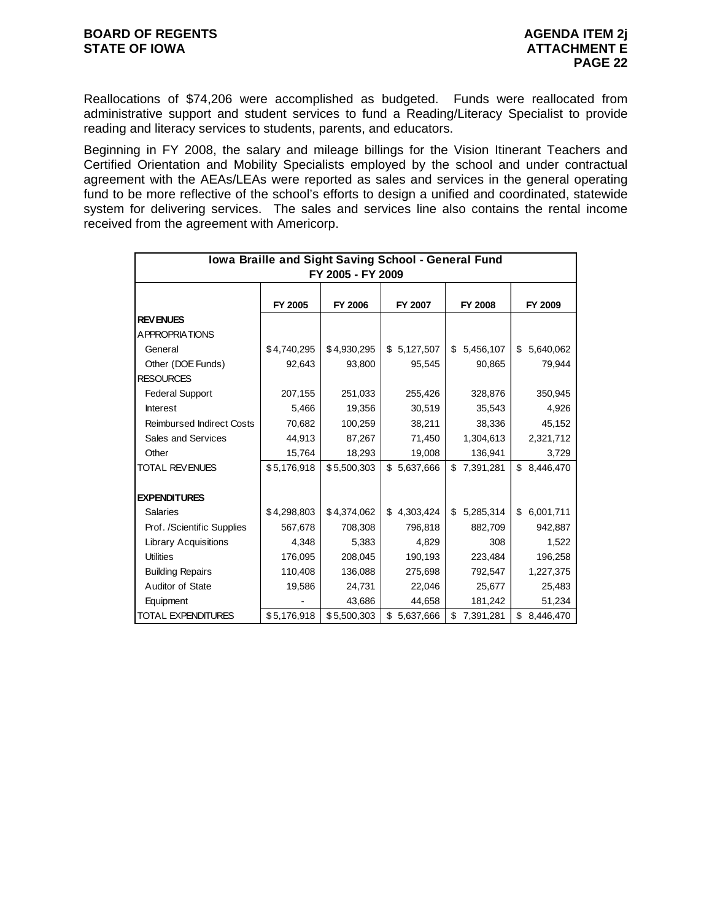Reallocations of $74,206 were accomplished as budgeted. Funds were reallocated from administrative support and student services to fund a Reading/Literacy Specialist to provide reading and literacy services to students, parents, and educators.

Beginning in FY 2008, the salary and mileage billings for the Vision Itinerant Teachers and Certified Orientation and Mobility Specialists employed by the school and under contractual agreement with the AEAs/LEAs were reported as sales and services in the general operating fund to be more reflective of the school's efforts to design a unified and coordinated, statewide system for delivering services. The sales and services line also contains the rental income received from the agreement with Americorp.

| Iowa Braille and Sight Saving School - General Fund FY 2005 - FY 2009 | | | | | |
|---|---|---|---|---|---|
| | FY 2005 | FY 2006 | FY 2007 | FY 2008 | FY 2009 |
| **REVENUES** | | | | | |
| APPROPRIATIONS | | | | | |
| General | $4,740,295 | $4,930,295 | $ 5,127,507 | $ 5,456,107 | $ 5,640,062 |
| Other (DOE Funds) | 92,643 | 93,800 | 95,545 | 90,865 | 79,944 |
| RESOURCES | | | | | |
| Federal Support | 207,155 | 251,033 | 255,426 | 328,876 | 350,945 |
| Interest | 5,466 | 19,356 | 30,519 | 35,543 | 4,926 |
| Reimbursed Indirect Costs | 70,682 | 100,259 | 38,211 | 38,336 | 45,152 |
| Sales and Services | 44,913 | 87,267 | 71,450 | 1,304,613 | 2,321,712 |
| Other | 15,764 | 18,293 | 19,008 | 136,941 | 3,729 |
| TOTAL REVENUES | $5,176,918 | $5,500,303 | $ 5,637,666 | $ 7,391,281 | $ 8,446,470 |
| | | | | | |
| **EXPENDITURES** | | | | | |
| Salaries | $4,298,803 | $4,374,062 | $ 4,303,424 | $ 5,285,314 | $ 6,001,711 |
| Prof. /Scientific Supplies | 567,678 | 708,308 | 796,818 | 882,709 | 942,887 |
| Library Acquisitions | 4,348 | 5,383 | 4,829 | 308 | 1,522 |
| Utilities | 176,095 | 208,045 | 190,193 | 223,484 | 196,258 |
| Building Repairs | 110,408 | 136,088 | 275,698 | 792,547 | 1,227,375 |
| Auditor of State | 19,586 | 24,731 | 22,046 | 25,677 | 25,483 |
| Equipment | - | 43,686 | 44,658 | 181,242 | 51,234 |
| TOTAL EXPENDITURES | $5,176,918 | $5,500,303 | $ 5,637,666 | $ 7,391,281 | $ 8,446,470 |